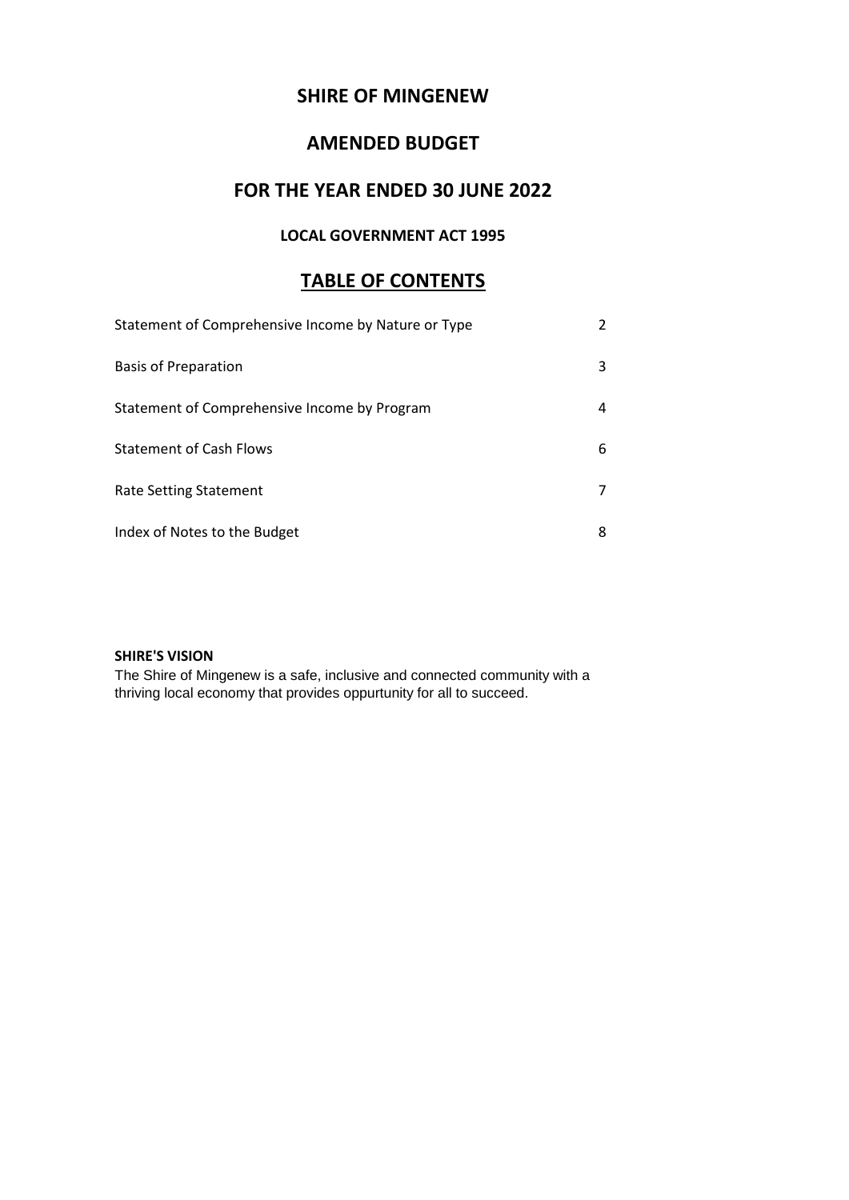# SHIRE OF MINGENEW

## AMENDED BUDGET

## FOR THE YEAR ENDED 30 JUNE 2022

### LOCAL GOVERNMENT ACT 1995

## TABLE OF CONTENTS

| | |
|---|---|
| Statement of Comprehensive Income by Nature or Type | 2 |
| Basis of Preparation | 3 |
| Statement of Comprehensive Income by Program | 4 |
| Statement of Cash Flows | 6 |
| Rate Setting Statement | 7 |
| Index of Notes to the Budget | 8 |

**SHIRE'S VISION**

The Shire of Mingenew is a safe, inclusive and connected community with a thriving local economy that provides oppurtunity for all to succeed.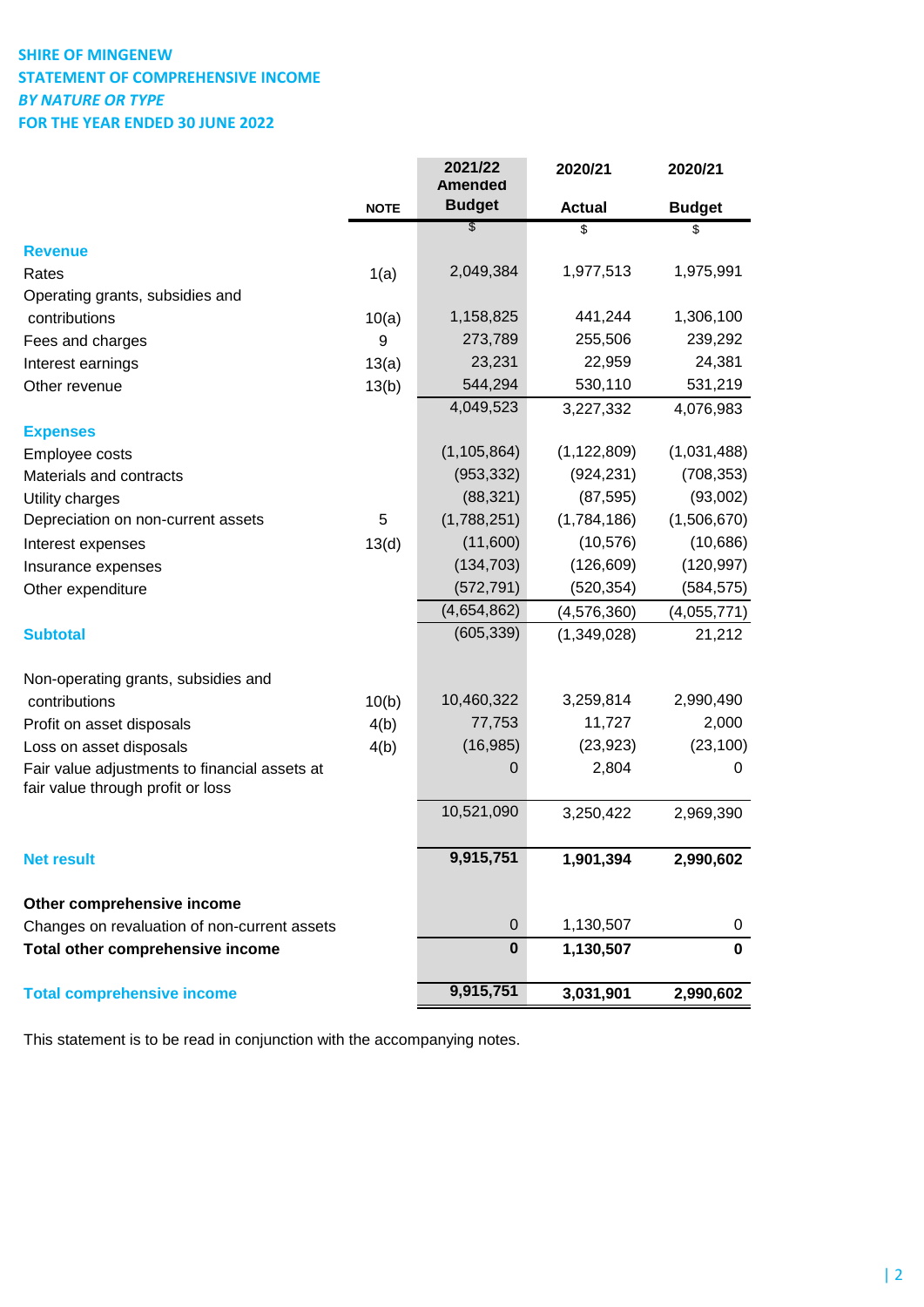**SHIRE OF MINGENEW**
**STATEMENT OF COMPREHENSIVE INCOME**
***BY NATURE OR TYPE***
**FOR THE YEAR ENDED 30 JUNE 2022**

| | NOTE | 2021/22 Amended Budget | 2020/21 Actual | 2020/21 Budget |
|---|---|---|---|---|
| | | $ | $ | $ |
| **Revenue** | | | | |
| Rates | 1(a) | 2,049,384 | 1,977,513 | 1,975,991 |
| Operating grants, subsidies and contributions | 10(a) | 1,158,825 | 441,244 | 1,306,100 |
| Fees and charges | 9 | 273,789 | 255,506 | 239,292 |
| Interest earnings | 13(a) | 23,231 | 22,959 | 24,381 |
| Other revenue | 13(b) | 544,294 | 530,110 | 531,219 |
| | | 4,049,523 | 3,227,332 | 4,076,983 |
| **Expenses** | | | | |
| Employee costs | | (1,105,864) | (1,122,809) | (1,031,488) |
| Materials and contracts | | (953,332) | (924,231) | (708,353) |
| Utility charges | | (88,321) | (87,595) | (93,002) |
| Depreciation on non-current assets | 5 | (1,788,251) | (1,784,186) | (1,506,670) |
| Interest expenses | 13(d) | (11,600) | (10,576) | (10,686) |
| Insurance expenses | | (134,703) | (126,609) | (120,997) |
| Other expenditure | | (572,791) | (520,354) | (584,575) |
| | | (4,654,862) | (4,576,360) | (4,055,771) |
| **Subtotal** | | (605,339) | (1,349,028) | 21,212 |
| Non-operating grants, subsidies and contributions | 10(b) | 10,460,322 | 3,259,814 | 2,990,490 |
| Profit on asset disposals | 4(b) | 77,753 | 11,727 | 2,000 |
| Loss on asset disposals | 4(b) | (16,985) | (23,923) | (23,100) |
| Fair value adjustments to financial assets at fair value through profit or loss | | 0 | 2,804 | 0 |
| | | 10,521,090 | 3,250,422 | 2,969,390 |
| **Net result** | | **9,915,751** | **1,901,394** | **2,990,602** |
| **Other comprehensive income** | | | | |
| Changes on revaluation of non-current assets | | 0 | 1,130,507 | 0 |
| **Total other comprehensive income** | | **0** | **1,130,507** | **0** |
| **Total comprehensive income** | | **9,915,751** | **3,031,901** | **2,990,602** |

This statement is to be read in conjunction with the accompanying notes.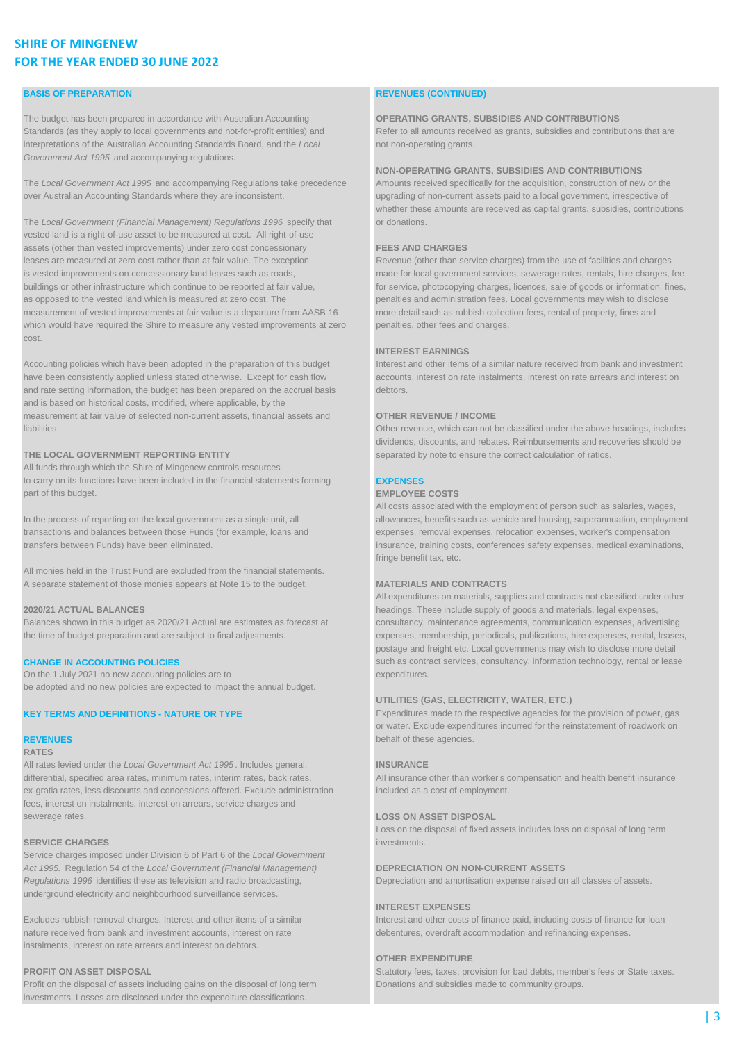# SHIRE OF MINGENEW
# FOR THE YEAR ENDED 30 JUNE 2022

## BASIS OF PREPARATION

The budget has been prepared in accordance with Australian Accounting Standards (as they apply to local governments and not-for-profit entities) and interpretations of the Australian Accounting Standards Board, and the *Local Government Act 1995* and accompanying regulations.

The *Local Government Act 1995* and accompanying Regulations take precedence over Australian Accounting Standards where they are inconsistent.

The *Local Government (Financial Management) Regulations 1996* specify that vested land is a right-of-use asset to be measured at cost. All right-of-use assets (other than vested improvements) under zero cost concessionary leases are measured at zero cost rather than at fair value. The exception is vested improvements on concessionary land leases such as roads, buildings or other infrastructure which continue to be reported at fair value, as opposed to the vested land which is measured at zero cost. The measurement of vested improvements at fair value is a departure from AASB 16 which would have required the Shire to measure any vested improvements at zero cost.

Accounting policies which have been adopted in the preparation of this budget have been consistently applied unless stated otherwise. Except for cash flow and rate setting information, the budget has been prepared on the accrual basis and is based on historical costs, modified, where applicable, by the measurement at fair value of selected non-current assets, financial assets and liabilities.

**THE LOCAL GOVERNMENT REPORTING ENTITY**

All funds through which the Shire of Mingenew controls resources to carry on its functions have been included in the financial statements forming part of this budget.

In the process of reporting on the local government as a single unit, all transactions and balances between those Funds (for example, loans and transfers between Funds) have been eliminated.

All monies held in the Trust Fund are excluded from the financial statements. A separate statement of those monies appears at Note 15 to the budget.

**2020/21 ACTUAL BALANCES**

Balances shown in this budget as 2020/21 Actual are estimates as forecast at the time of budget preparation and are subject to final adjustments.

## CHANGE IN ACCOUNTING POLICIES

On the 1 July 2021 no new accounting policies are to be adopted and no new policies are expected to impact the annual budget.

## KEY TERMS AND DEFINITIONS - NATURE OR TYPE

## REVENUES

**RATES**

All rates levied under the *Local Government Act 1995*. Includes general, differential, specified area rates, minimum rates, interim rates, back rates, ex-gratia rates, less discounts and concessions offered. Exclude administration fees, interest on instalments, interest on arrears, service charges and sewerage rates.

**SERVICE CHARGES**

Service charges imposed under Division 6 of Part 6 of the *Local Government Act 1995.* Regulation 54 of the *Local Government (Financial Management) Regulations 1996* identifies these as television and radio broadcasting, underground electricity and neighbourhood surveillance services.

Excludes rubbish removal charges. Interest and other items of a similar nature received from bank and investment accounts, interest on rate instalments, interest on rate arrears and interest on debtors.

**PROFIT ON ASSET DISPOSAL**

Profit on the disposal of assets including gains on the disposal of long term investments. Losses are disclosed under the expenditure classifications.

## REVENUES (CONTINUED)

**OPERATING GRANTS, SUBSIDIES AND CONTRIBUTIONS**

Refer to all amounts received as grants, subsidies and contributions that are not non-operating grants.

**NON-OPERATING GRANTS, SUBSIDIES AND CONTRIBUTIONS**

Amounts received specifically for the acquisition, construction of new or the upgrading of non-current assets paid to a local government, irrespective of whether these amounts are received as capital grants, subsidies, contributions or donations.

**FEES AND CHARGES**

Revenue (other than service charges) from the use of facilities and charges made for local government services, sewerage rates, rentals, hire charges, fee for service, photocopying charges, licences, sale of goods or information, fines, penalties and administration fees. Local governments may wish to disclose more detail such as rubbish collection fees, rental of property, fines and penalties, other fees and charges.

**INTEREST EARNINGS**

Interest and other items of a similar nature received from bank and investment accounts, interest on rate instalments, interest on rate arrears and interest on debtors.

**OTHER REVENUE / INCOME**

Other revenue, which can not be classified under the above headings, includes dividends, discounts, and rebates. Reimbursements and recoveries should be separated by note to ensure the correct calculation of ratios.

## EXPENSES

**EMPLOYEE COSTS**

All costs associated with the employment of person such as salaries, wages, allowances, benefits such as vehicle and housing, superannuation, employment expenses, removal expenses, relocation expenses, worker's compensation insurance, training costs, conferences safety expenses, medical examinations, fringe benefit tax, etc.

**MATERIALS AND CONTRACTS**

All expenditures on materials, supplies and contracts not classified under other headings. These include supply of goods and materials, legal expenses, consultancy, maintenance agreements, communication expenses, advertising expenses, membership, periodicals, publications, hire expenses, rental, leases, postage and freight etc. Local governments may wish to disclose more detail such as contract services, consultancy, information technology, rental or lease expenditures.

**UTILITIES (GAS, ELECTRICITY, WATER, ETC.)**

Expenditures made to the respective agencies for the provision of power, gas or water. Exclude expenditures incurred for the reinstatement of roadwork on behalf of these agencies.

**INSURANCE**

All insurance other than worker's compensation and health benefit insurance included as a cost of employment.

**LOSS ON ASSET DISPOSAL**

Loss on the disposal of fixed assets includes loss on disposal of long term investments.

**DEPRECIATION ON NON-CURRENT ASSETS**

Depreciation and amortisation expense raised on all classes of assets.

**INTEREST EXPENSES**

Interest and other costs of finance paid, including costs of finance for loan debentures, overdraft accommodation and refinancing expenses.

**OTHER EXPENDITURE**

Statutory fees, taxes, provision for bad debts, member's fees or State taxes. Donations and subsidies made to community groups.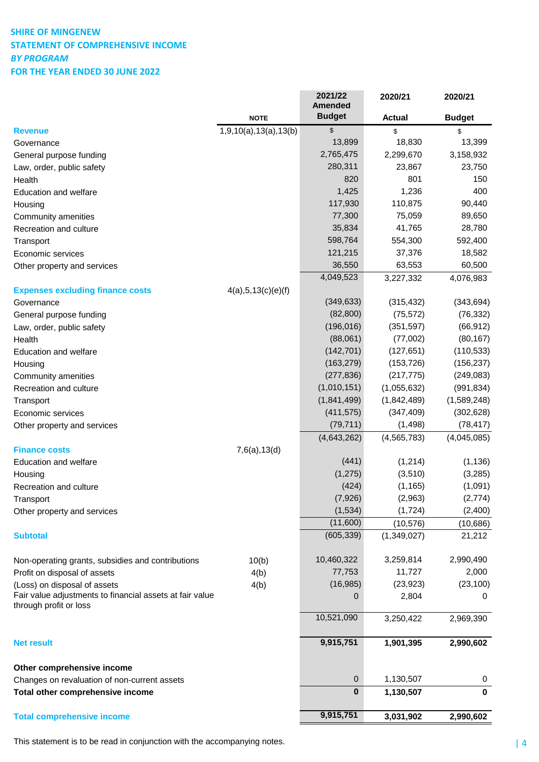**SHIRE OF MINGENEW**
**STATEMENT OF COMPREHENSIVE INCOME**
***BY PROGRAM***
**FOR THE YEAR ENDED 30 JUNE 2022**

| | NOTE | 2021/22 Amended Budget | 2020/21 Actual | 2020/21 Budget |
|---|---|---|---|---|
| **Revenue** | 1,9,10(a),13(a),13(b) | $ | $ | $ |
| Governance | | 13,899 | 18,830 | 13,399 |
| General purpose funding | | 2,765,475 | 2,299,670 | 3,158,932 |
| Law, order, public safety | | 280,311 | 23,867 | 23,750 |
| Health | | 820 | 801 | 150 |
| Education and welfare | | 1,425 | 1,236 | 400 |
| Housing | | 117,930 | 110,875 | 90,440 |
| Community amenities | | 77,300 | 75,059 | 89,650 |
| Recreation and culture | | 35,834 | 41,765 | 28,780 |
| Transport | | 598,764 | 554,300 | 592,400 |
| Economic services | | 121,215 | 37,376 | 18,582 |
| Other property and services | | 36,550 | 63,553 | 60,500 |
| | | 4,049,523 | 3,227,332 | 4,076,983 |
| **Expenses excluding finance costs** | 4(a),5,13(c)(e)(f) | | | |
| Governance | | (349,633) | (315,432) | (343,694) |
| General purpose funding | | (82,800) | (75,572) | (76,332) |
| Law, order, public safety | | (196,016) | (351,597) | (66,912) |
| Health | | (88,061) | (77,002) | (80,167) |
| Education and welfare | | (142,701) | (127,651) | (110,533) |
| Housing | | (163,279) | (153,726) | (156,237) |
| Community amenities | | (277,836) | (217,775) | (249,083) |
| Recreation and culture | | (1,010,151) | (1,055,632) | (991,834) |
| Transport | | (1,841,499) | (1,842,489) | (1,589,248) |
| Economic services | | (411,575) | (347,409) | (302,628) |
| Other property and services | | (79,711) | (1,498) | (78,417) |
| | | (4,643,262) | (4,565,783) | (4,045,085) |
| **Finance costs** | 7,6(a),13(d) | | | |
| Education and welfare | | (441) | (1,214) | (1,136) |
| Housing | | (1,275) | (3,510) | (3,285) |
| Recreation and culture | | (424) | (1,165) | (1,091) |
| Transport | | (7,926) | (2,963) | (2,774) |
| Other property and services | | (1,534) | (1,724) | (2,400) |
| | | (11,600) | (10,576) | (10,686) |
| **Subtotal** | | (605,339) | (1,349,027) | 21,212 |
| | | | | |
| Non-operating grants, subsidies and contributions | 10(b) | 10,460,322 | 3,259,814 | 2,990,490 |
| Profit on disposal of assets | 4(b) | 77,753 | 11,727 | 2,000 |
| (Loss) on disposal of assets | 4(b) | (16,985) | (23,923) | (23,100) |
| Fair value adjustments to financial assets at fair value through profit or loss | | 0 | 2,804 | 0 |
| | | 10,521,090 | 3,250,422 | 2,969,390 |
| | | | | |
| **Net result** | | **9,915,751** | **1,901,395** | **2,990,602** |
| | | | | |
| **Other comprehensive income** | | | | |
| Changes on revaluation of non-current assets | | 0 | 1,130,507 | 0 |
| **Total other comprehensive income** | | **0** | **1,130,507** | **0** |
| | | | | |
| **Total comprehensive income** | | **9,915,751** | **3,031,902** | **2,990,602** |

This statement is to be read in conjunction with the accompanying notes.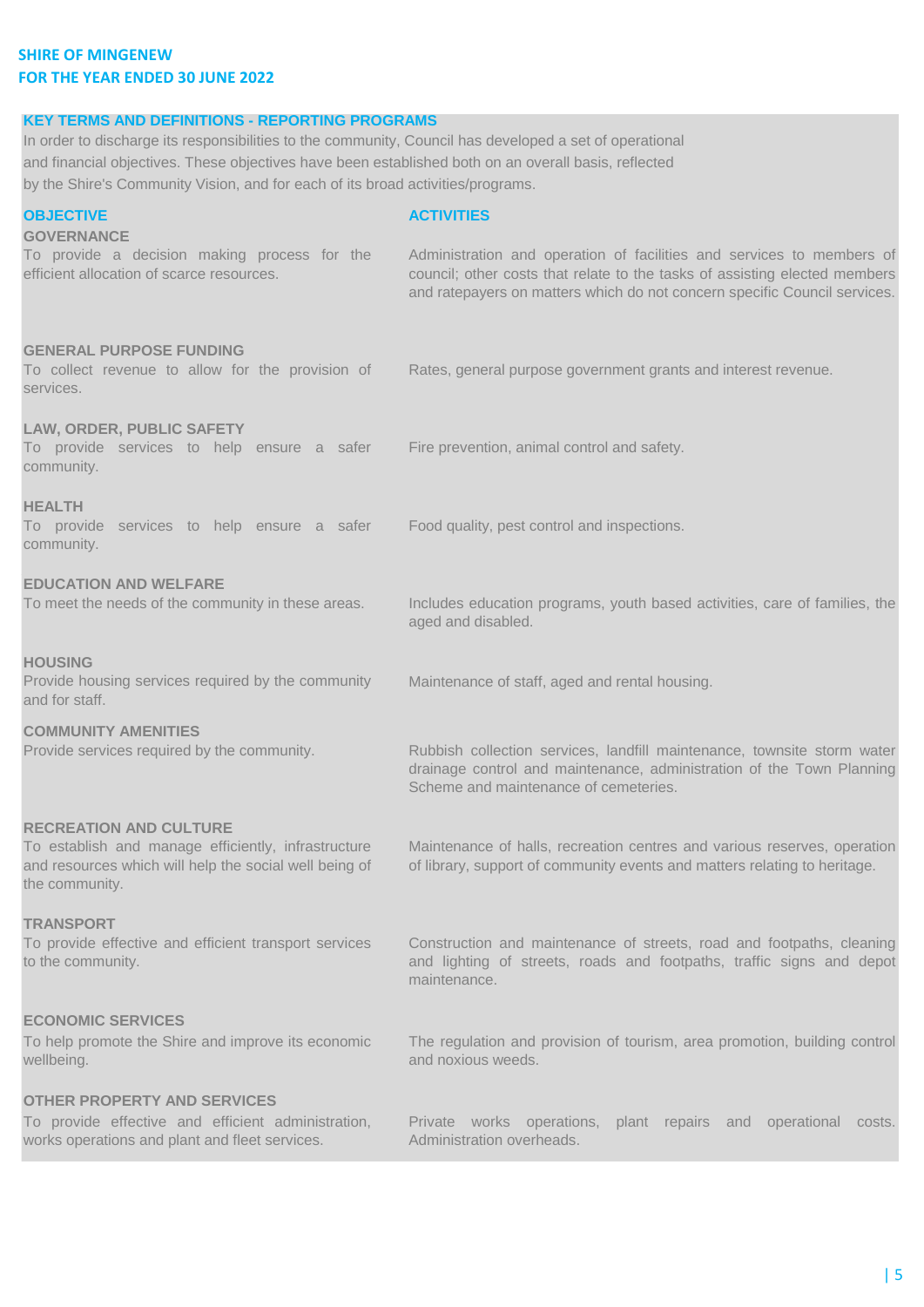SHIRE OF MINGENEW
FOR THE YEAR ENDED 30 JUNE 2022

## KEY TERMS AND DEFINITIONS - REPORTING PROGRAMS

In order to discharge its responsibilities to the community, Council has developed a set of operational and financial objectives. These objectives have been established both on an overall basis, reflected by the Shire's Community Vision, and for each of its broad activities/programs.

| OBJECTIVE | ACTIVITIES |
|---|---|
| **GOVERNANCE**<br>To provide a decision making process for the efficient allocation of scarce resources. | Administration and operation of facilities and services to members of council; other costs that relate to the tasks of assisting elected members and ratepayers on matters which do not concern specific Council services. |
| **GENERAL PURPOSE FUNDING**<br>To collect revenue to allow for the provision of services. | Rates, general purpose government grants and interest revenue. |
| **LAW, ORDER, PUBLIC SAFETY**<br>To provide services to help ensure a safer community. | Fire prevention, animal control and safety. |
| **HEALTH**<br>To provide services to help ensure a safer community. | Food quality, pest control and inspections. |
| **EDUCATION AND WELFARE**<br>To meet the needs of the community in these areas. | Includes education programs, youth based activities, care of families, the aged and disabled. |
| **HOUSING**<br>Provide housing services required by the community and for staff. | Maintenance of staff, aged and rental housing. |
| **COMMUNITY AMENITIES**<br>Provide services required by the community. | Rubbish collection services, landfill maintenance, townsite storm water drainage control and maintenance, administration of the Town Planning Scheme and maintenance of cemeteries. |
| **RECREATION AND CULTURE**<br>To establish and manage efficiently, infrastructure and resources which will help the social well being of the community. | Maintenance of halls, recreation centres and various reserves, operation of library, support of community events and matters relating to heritage. |
| **TRANSPORT**<br>To provide effective and efficient transport services to the community. | Construction and maintenance of streets, road and footpaths, cleaning and lighting of streets, roads and footpaths, traffic signs and depot maintenance. |
| **ECONOMIC SERVICES**<br>To help promote the Shire and improve its economic wellbeing. | The regulation and provision of tourism, area promotion, building control and noxious weeds. |
| **OTHER PROPERTY AND SERVICES**<br>To provide effective and efficient administration, works operations and plant and fleet services. | Private works operations, plant repairs and operational costs. Administration overheads. |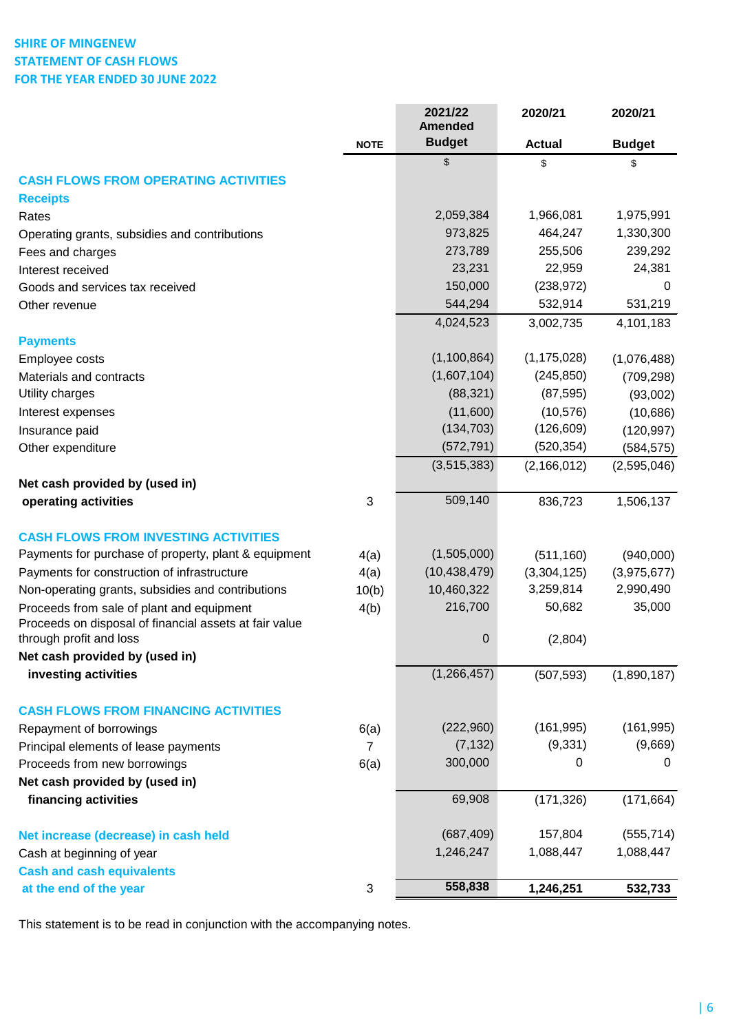**SHIRE OF MINGENEW**
**STATEMENT OF CASH FLOWS**
**FOR THE YEAR ENDED 30 JUNE 2022**

| | NOTE | 2021/22 Amended Budget | 2020/21 Actual | 2020/21 Budget |
|---|---|---|---|---|
| | | $ | $ | $ |
| **CASH FLOWS FROM OPERATING ACTIVITIES** | | | | |
| **Receipts** | | | | |
| Rates | | 2,059,384 | 1,966,081 | 1,975,991 |
| Operating grants, subsidies and contributions | | 973,825 | 464,247 | 1,330,300 |
| Fees and charges | | 273,789 | 255,506 | 239,292 |
| Interest received | | 23,231 | 22,959 | 24,381 |
| Goods and services tax received | | 150,000 | (238,972) | 0 |
| Other revenue | | 544,294 | 532,914 | 531,219 |
| | | 4,024,523 | 3,002,735 | 4,101,183 |
| **Payments** | | | | |
| Employee costs | | (1,100,864) | (1,175,028) | (1,076,488) |
| Materials and contracts | | (1,607,104) | (245,850) | (709,298) |
| Utility charges | | (88,321) | (87,595) | (93,002) |
| Interest expenses | | (11,600) | (10,576) | (10,686) |
| Insurance paid | | (134,703) | (126,609) | (120,997) |
| Other expenditure | | (572,791) | (520,354) | (584,575) |
| | | (3,515,383) | (2,166,012) | (2,595,046) |
| **Net cash provided by (used in) operating activities** | 3 | 509,140 | 836,723 | 1,506,137 |
| **CASH FLOWS FROM INVESTING ACTIVITIES** | | | | |
| Payments for purchase of property, plant & equipment | 4(a) | (1,505,000) | (511,160) | (940,000) |
| Payments for construction of infrastructure | 4(a) | (10,438,479) | (3,304,125) | (3,975,677) |
| Non-operating grants, subsidies and contributions | 10(b) | 10,460,322 | 3,259,814 | 2,990,490 |
| Proceeds from sale of plant and equipment | 4(b) | 216,700 | 50,682 | 35,000 |
| Proceeds on disposal of financial assets at fair value through profit and loss | | 0 | (2,804) | |
| **Net cash provided by (used in) investing activities** | | (1,266,457) | (507,593) | (1,890,187) |
| **CASH FLOWS FROM FINANCING ACTIVITIES** | | | | |
| Repayment of borrowings | 6(a) | (222,960) | (161,995) | (161,995) |
| Principal elements of lease payments | 7 | (7,132) | (9,331) | (9,669) |
| Proceeds from new borrowings | 6(a) | 300,000 | 0 | 0 |
| **Net cash provided by (used in) financing activities** | | 69,908 | (171,326) | (171,664) |
| **Net increase (decrease) in cash held** | | (687,409) | 157,804 | (555,714) |
| Cash at beginning of year | | 1,246,247 | 1,088,447 | 1,088,447 |
| **Cash and cash equivalents at the end of the year** | 3 | **558,838** | **1,246,251** | **532,733** |

This statement is to be read in conjunction with the accompanying notes.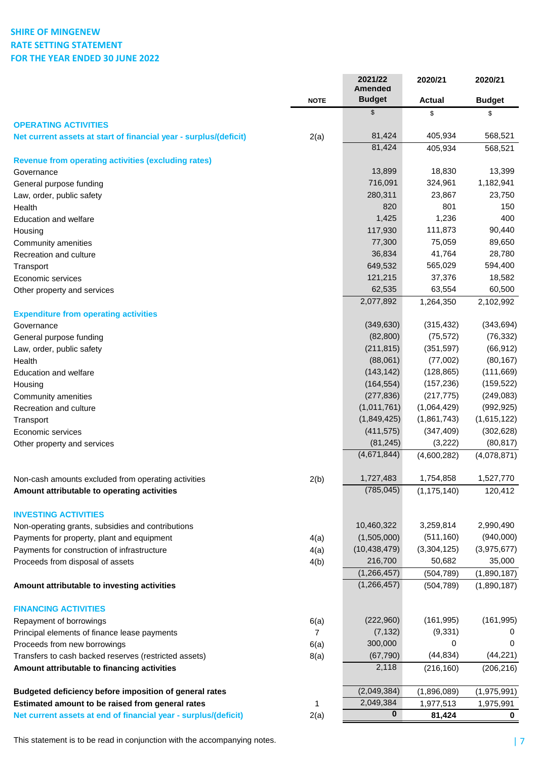# SHIRE OF MINGENEW
# RATE SETTING STATEMENT
# FOR THE YEAR ENDED 30 JUNE 2022

| | NOTE | 2021/22 Amended Budget | 2020/21 Actual | 2020/21 Budget |
|---|---|---|---|---|
| | | $ | $ | $ |
| **OPERATING ACTIVITIES** | | | | |
| **Net current assets at start of financial year - surplus/(deficit)** | 2(a) | 81,424 | 405,934 | 568,521 |
| | | 81,424 | 405,934 | 568,521 |
| **Revenue from operating activities (excluding rates)** | | | | |
| Governance | | 13,899 | 18,830 | 13,399 |
| General purpose funding | | 716,091 | 324,961 | 1,182,941 |
| Law, order, public safety | | 280,311 | 23,867 | 23,750 |
| Health | | 820 | 801 | 150 |
| Education and welfare | | 1,425 | 1,236 | 400 |
| Housing | | 117,930 | 111,873 | 90,440 |
| Community amenities | | 77,300 | 75,059 | 89,650 |
| Recreation and culture | | 36,834 | 41,764 | 28,780 |
| Transport | | 649,532 | 565,029 | 594,400 |
| Economic services | | 121,215 | 37,376 | 18,582 |
| Other property and services | | 62,535 | 63,554 | 60,500 |
| | | 2,077,892 | 1,264,350 | 2,102,992 |
| **Expenditure from operating activities** | | | | |
| Governance | | (349,630) | (315,432) | (343,694) |
| General purpose funding | | (82,800) | (75,572) | (76,332) |
| Law, order, public safety | | (211,815) | (351,597) | (66,912) |
| Health | | (88,061) | (77,002) | (80,167) |
| Education and welfare | | (143,142) | (128,865) | (111,669) |
| Housing | | (164,554) | (157,236) | (159,522) |
| Community amenities | | (277,836) | (217,775) | (249,083) |
| Recreation and culture | | (1,011,761) | (1,064,429) | (992,925) |
| Transport | | (1,849,425) | (1,861,743) | (1,615,122) |
| Economic services | | (411,575) | (347,409) | (302,628) |
| Other property and services | | (81,245) | (3,222) | (80,817) |
| | | (4,671,844) | (4,600,282) | (4,078,871) |
| Non-cash amounts excluded from operating activities | 2(b) | 1,727,483 | 1,754,858 | 1,527,770 |
| **Amount attributable to operating activities** | | (785,045) | (1,175,140) | 120,412 |
| **INVESTING ACTIVITIES** | | | | |
| Non-operating grants, subsidies and contributions | | 10,460,322 | 3,259,814 | 2,990,490 |
| Payments for property, plant and equipment | 4(a) | (1,505,000) | (511,160) | (940,000) |
| Payments for construction of infrastructure | 4(a) | (10,438,479) | (3,304,125) | (3,975,677) |
| Proceeds from disposal of assets | 4(b) | 216,700 | 50,682 | 35,000 |
| | | (1,266,457) | (504,789) | (1,890,187) |
| **Amount attributable to investing activities** | | (1,266,457) | (504,789) | (1,890,187) |
| **FINANCING ACTIVITIES** | | | | |
| Repayment of borrowings | 6(a) | (222,960) | (161,995) | (161,995) |
| Principal elements of finance lease payments | 7 | (7,132) | (9,331) | 0 |
| Proceeds from new borrowings | 6(a) | 300,000 | 0 | 0 |
| Transfers to cash backed reserves (restricted assets) | 8(a) | (67,790) | (44,834) | (44,221) |
| **Amount attributable to financing activities** | | 2,118 | (216,160) | (206,216) |
| **Budgeted deficiency before imposition of general rates** | | (2,049,384) | (1,896,089) | (1,975,991) |
| **Estimated amount to be raised from general rates** | 1 | 2,049,384 | 1,977,513 | 1,975,991 |
| **Net current assets at end of financial year - surplus/(deficit)** | 2(a) | **0** | **81,424** | **0** |

This statement is to be read in conjunction with the accompanying notes.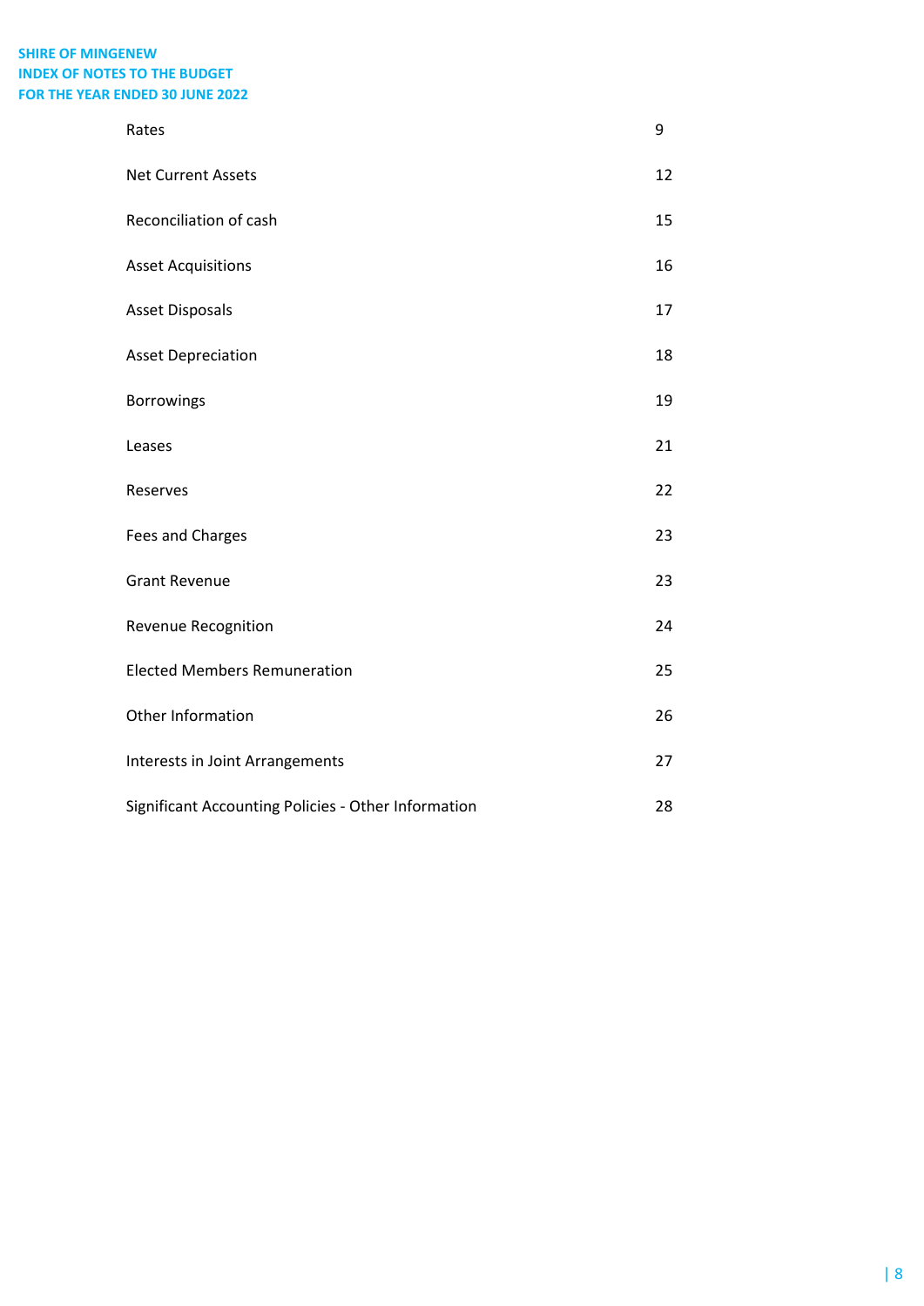**SHIRE OF MINGENEW**
**INDEX OF NOTES TO THE BUDGET**
**FOR THE YEAR ENDED 30 JUNE 2022**

| | |
|---|---|
| Rates | 9 |
| Net Current Assets | 12 |
| Reconciliation of cash | 15 |
| Asset Acquisitions | 16 |
| Asset Disposals | 17 |
| Asset Depreciation | 18 |
| Borrowings | 19 |
| Leases | 21 |
| Reserves | 22 |
| Fees and Charges | 23 |
| Grant Revenue | 23 |
| Revenue Recognition | 24 |
| Elected Members Remuneration | 25 |
| Other Information | 26 |
| Interests in Joint Arrangements | 27 |
| Significant Accounting Policies - Other Information | 28 |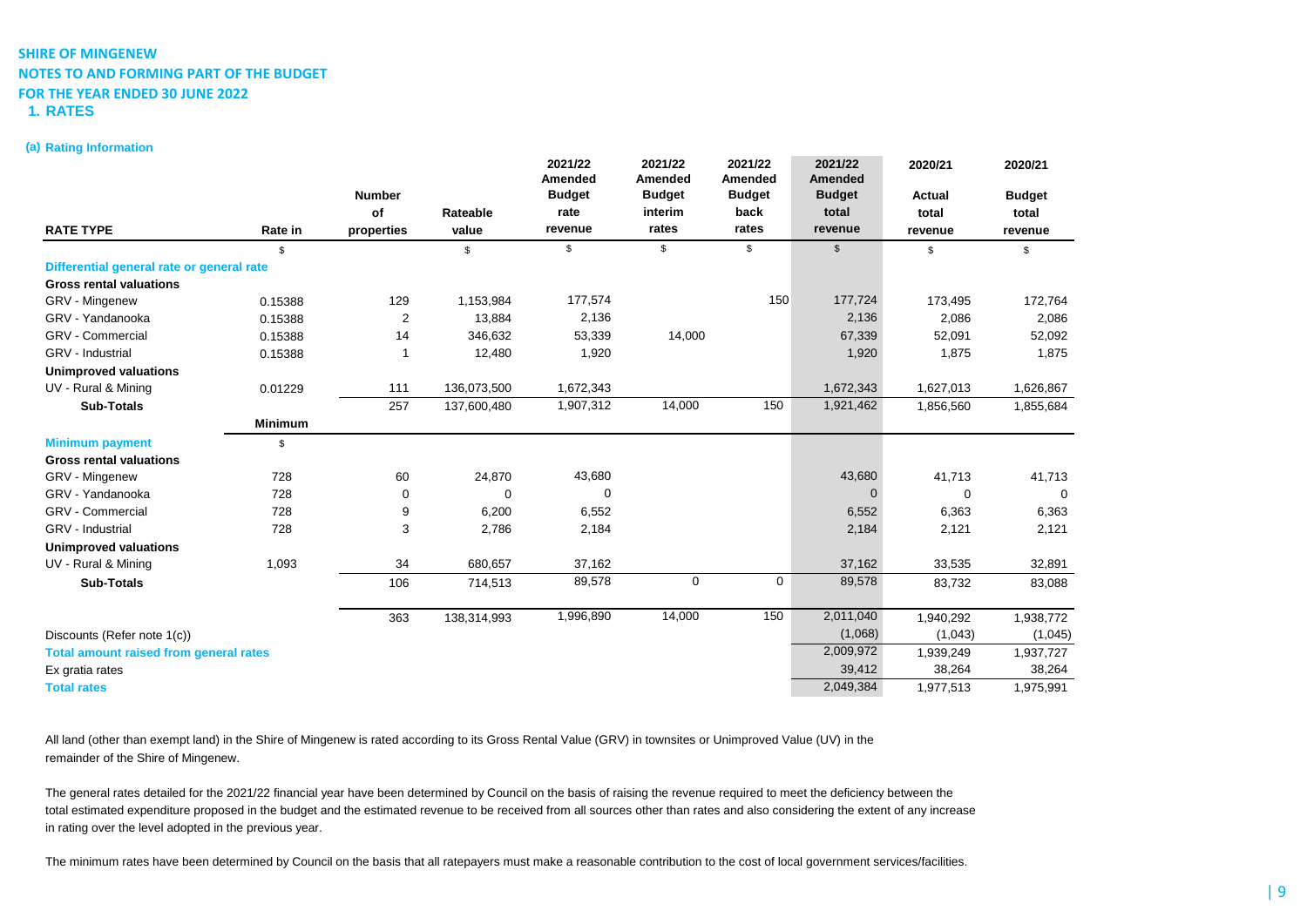**SHIRE OF MINGENEW**
**NOTES TO AND FORMING PART OF THE BUDGET**
**FOR THE YEAR ENDED 30 JUNE 2022**

# 1. RATES

## (a) Rating Information

| RATE TYPE | Rate in | Number of properties | Rateable value | 2021/22 Amended Budget rate revenue | 2021/22 Amended Budget interim rates | 2021/22 Amended Budget back rates | 2021/22 Amended Budget total revenue | 2020/21 Actual total revenue | 2020/21 Budget total revenue |
|---|---|---|---|---|---|---|---|---|---|
| | $ | | $ | $ | $ | $ | $ | $ | $ |
| **Differential general rate or general rate** | | | | | | | | | |
| **Gross rental valuations** | | | | | | | | | |
| GRV - Mingenew | 0.15388 | 129 | 1,153,984 | 177,574 | | 150 | 177,724 | 173,495 | 172,764 |
| GRV - Yandanooka | 0.15388 | 2 | 13,884 | 2,136 | | | 2,136 | 2,086 | 2,086 |
| GRV - Commercial | 0.15388 | 14 | 346,632 | 53,339 | 14,000 | | 67,339 | 52,091 | 52,092 |
| GRV - Industrial | 0.15388 | 1 | 12,480 | 1,920 | | | 1,920 | 1,875 | 1,875 |
| **Unimproved valuations** | | | | | | | | | |
| UV - Rural & Mining | 0.01229 | 111 | 136,073,500 | 1,672,343 | | | 1,672,343 | 1,627,013 | 1,626,867 |
| **Sub-Totals** | | 257 | 137,600,480 | 1,907,312 | 14,000 | 150 | 1,921,462 | 1,856,560 | 1,855,684 |
| | **Minimum** | | | | | | | | |
| **Minimum payment** | $ | | | | | | | | |
| **Gross rental valuations** | | | | | | | | | |
| GRV - Mingenew | 728 | 60 | 24,870 | 43,680 | | | 43,680 | 41,713 | 41,713 |
| GRV - Yandanooka | 728 | 0 | 0 | 0 | | | 0 | 0 | 0 |
| GRV - Commercial | 728 | 9 | 6,200 | 6,552 | | | 6,552 | 6,363 | 6,363 |
| GRV - Industrial | 728 | 3 | 2,786 | 2,184 | | | 2,184 | 2,121 | 2,121 |
| **Unimproved valuations** | | | | | | | | | |
| UV - Rural & Mining | 1,093 | 34 | 680,657 | 37,162 | | | 37,162 | 33,535 | 32,891 |
| **Sub-Totals** | | 106 | 714,513 | 89,578 | 0 | 0 | 89,578 | 83,732 | 83,088 |
| | | 363 | 138,314,993 | 1,996,890 | 14,000 | 150 | 2,011,040 | 1,940,292 | 1,938,772 |
| Discounts (Refer note 1(c)) | | | | | | | (1,068) | (1,043) | (1,045) |
| **Total amount raised from general rates** | | | | | | | 2,009,972 | 1,939,249 | 1,937,727 |
| Ex gratia rates | | | | | | | 39,412 | 38,264 | 38,264 |
| **Total rates** | | | | | | | 2,049,384 | 1,977,513 | 1,975,991 |

All land (other than exempt land) in the Shire of Mingenew is rated according to its Gross Rental Value (GRV) in townsites or Unimproved Value (UV) in the remainder of the Shire of Mingenew.

The general rates detailed for the 2021/22 financial year have been determined by Council on the basis of raising the revenue required to meet the deficiency between the total estimated expenditure proposed in the budget and the estimated revenue to be received from all sources other than rates and also considering the extent of any increase in rating over the level adopted in the previous year.

The minimum rates have been determined by Council on the basis that all ratepayers must make a reasonable contribution to the cost of local government services/facilities.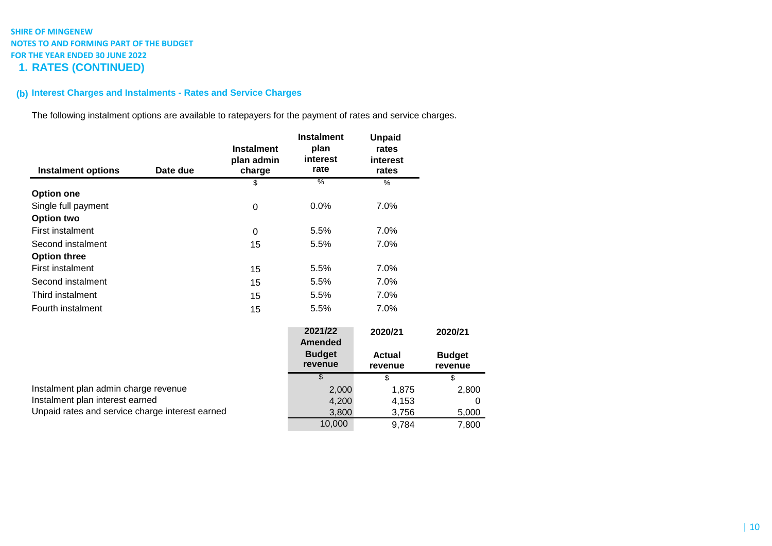**SHIRE OF MINGENEW**
**NOTES TO AND FORMING PART OF THE BUDGET**
**FOR THE YEAR ENDED 30 JUNE 2022**

# 1. RATES (CONTINUED)

## (b) Interest Charges and Instalments - Rates and Service Charges

The following instalment options are available to ratepayers for the payment of rates and service charges.

| Instalment options | Date due | Instalment plan admin charge | Instalment plan interest rate | Unpaid rates interest rates |
|---|---|---|---|---|
| | | $ | % | % |
| **Option one** | | | | |
| Single full payment | | 0 | 0.0% | 7.0% |
| **Option two** | | | | |
| First instalment | | 0 | 5.5% | 7.0% |
| Second instalment | | 15 | 5.5% | 7.0% |
| **Option three** | | | | |
| First instalment | | 15 | 5.5% | 7.0% |
| Second instalment | | 15 | 5.5% | 7.0% |
| Third instalment | | 15 | 5.5% | 7.0% |
| Fourth instalment | | 15 | 5.5% | 7.0% |

| | 2021/22 Amended Budget revenue | 2020/21 Actual revenue | 2020/21 Budget revenue |
|---|---|---|---|
| | $ | $ | $ |
| Instalment plan admin charge revenue | 2,000 | 1,875 | 2,800 |
| Instalment plan interest earned | 4,200 | 4,153 | 0 |
| Unpaid rates and service charge interest earned | 3,800 | 3,756 | 5,000 |
| | 10,000 | 9,784 | 7,800 |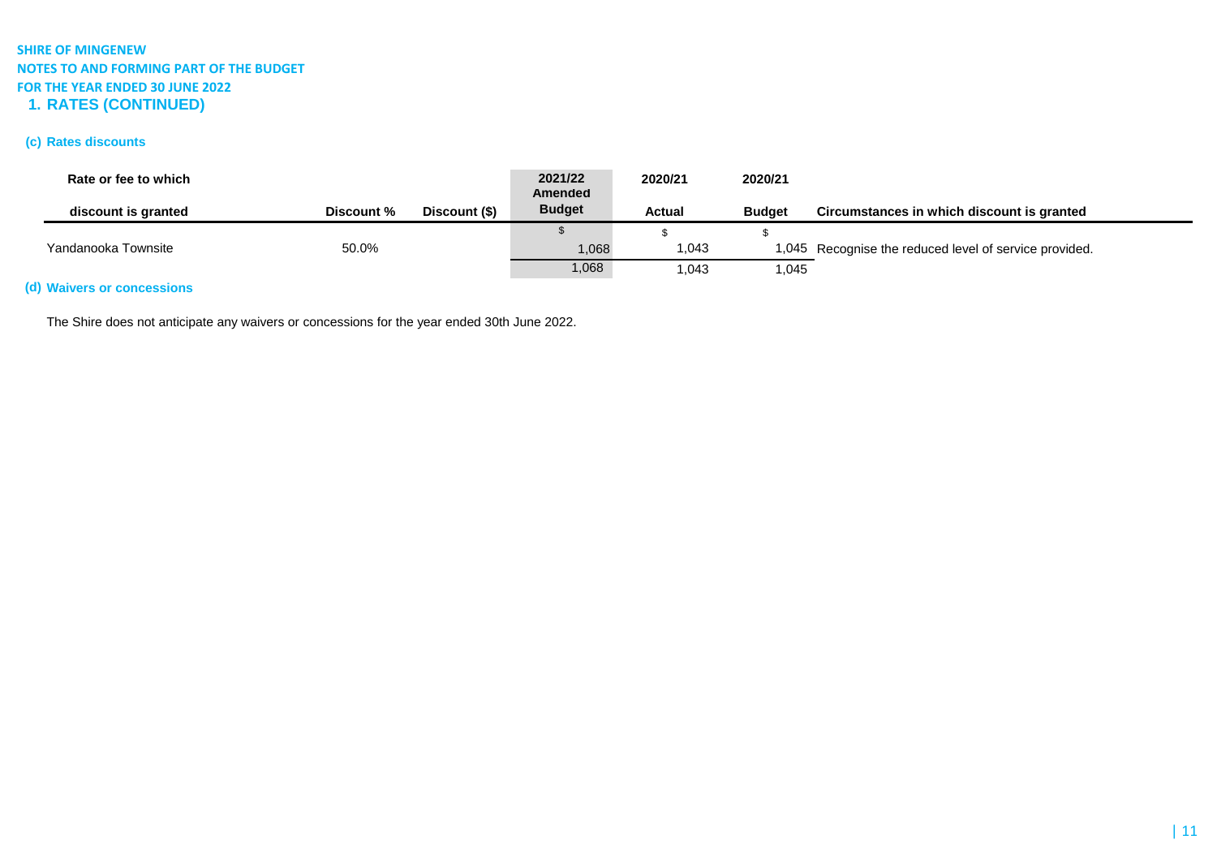**SHIRE OF MINGENEW**
**NOTES TO AND FORMING PART OF THE BUDGET**
**FOR THE YEAR ENDED 30 JUNE 2022**

# 1. RATES (CONTINUED)

## (c) Rates discounts

| Rate or fee to which discount is granted | Discount % | Discount ($) | 2021/22 Amended Budget | 2020/21 Actual | 2020/21 Budget | Circumstances in which discount is granted |
|---|---|---|---|---|---|---|
| | | | $ | $ | $ | |
| Yandanooka Townsite | 50.0% | | 1,068 | 1,043 | 1,045 | Recognise the reduced level of service provided. |
| | | | 1,068 | 1,043 | 1,045 | |

## (d) Waivers or concessions

The Shire does not anticipate any waivers or concessions for the year ended 30th June 2022.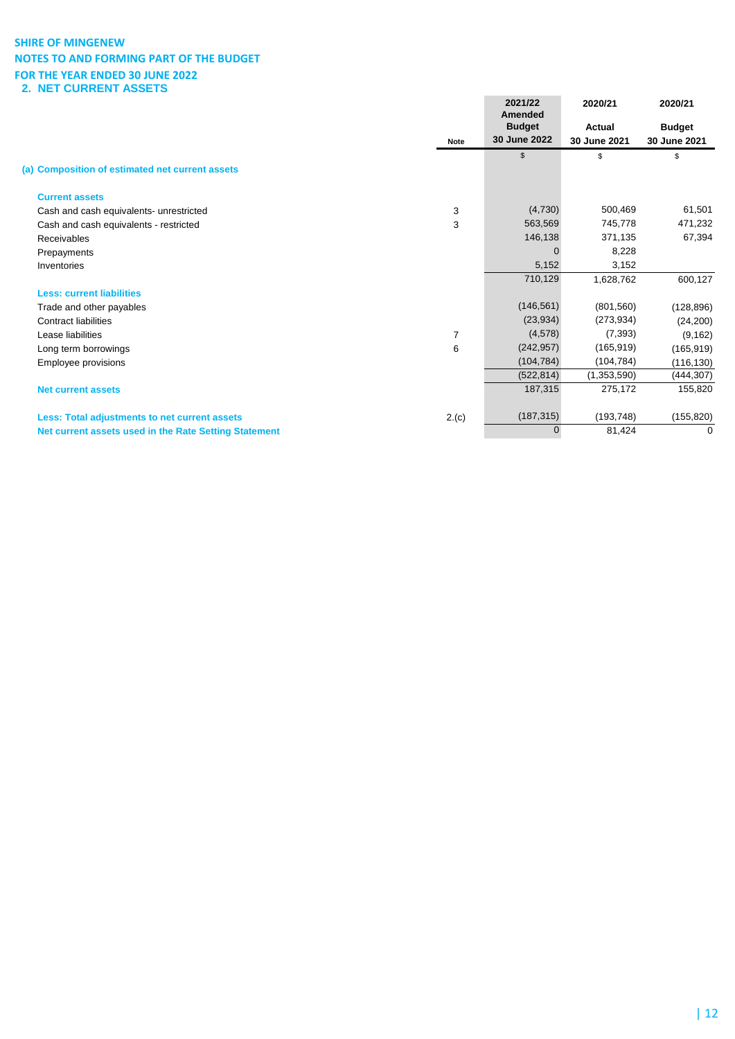**SHIRE OF MINGENEW**
**NOTES TO AND FORMING PART OF THE BUDGET**
**FOR THE YEAR ENDED 30 JUNE 2022**

## 2. NET CURRENT ASSETS

| | Note | 2021/22 Amended Budget 30 June 2022 | 2020/21 Actual 30 June 2021 | 2020/21 Budget 30 June 2021 |
|---|---|---|---|---|
| | | $ | $ | $ |
| **(a) Composition of estimated net current assets** | | | | |
| **Current assets** | | | | |
| Cash and cash equivalents- unrestricted | 3 | (4,730) | 500,469 | 61,501 |
| Cash and cash equivalents - restricted | 3 | 563,569 | 745,778 | 471,232 |
| Receivables | | 146,138 | 371,135 | 67,394 |
| Prepayments | | 0 | 8,228 | |
| Inventories | | 5,152 | 3,152 | |
| | | 710,129 | 1,628,762 | 600,127 |
| **Less: current liabilities** | | | | |
| Trade and other payables | | (146,561) | (801,560) | (128,896) |
| Contract liabilities | | (23,934) | (273,934) | (24,200) |
| Lease liabilities | 7 | (4,578) | (7,393) | (9,162) |
| Long term borrowings | 6 | (242,957) | (165,919) | (165,919) |
| Employee provisions | | (104,784) | (104,784) | (116,130) |
| | | (522,814) | (1,353,590) | (444,307) |
| **Net current assets** | | 187,315 | 275,172 | 155,820 |
| **Less: Total adjustments to net current assets** | 2.(c) | (187,315) | (193,748) | (155,820) |
| **Net current assets used in the Rate Setting Statement** | | 0 | 81,424 | 0 |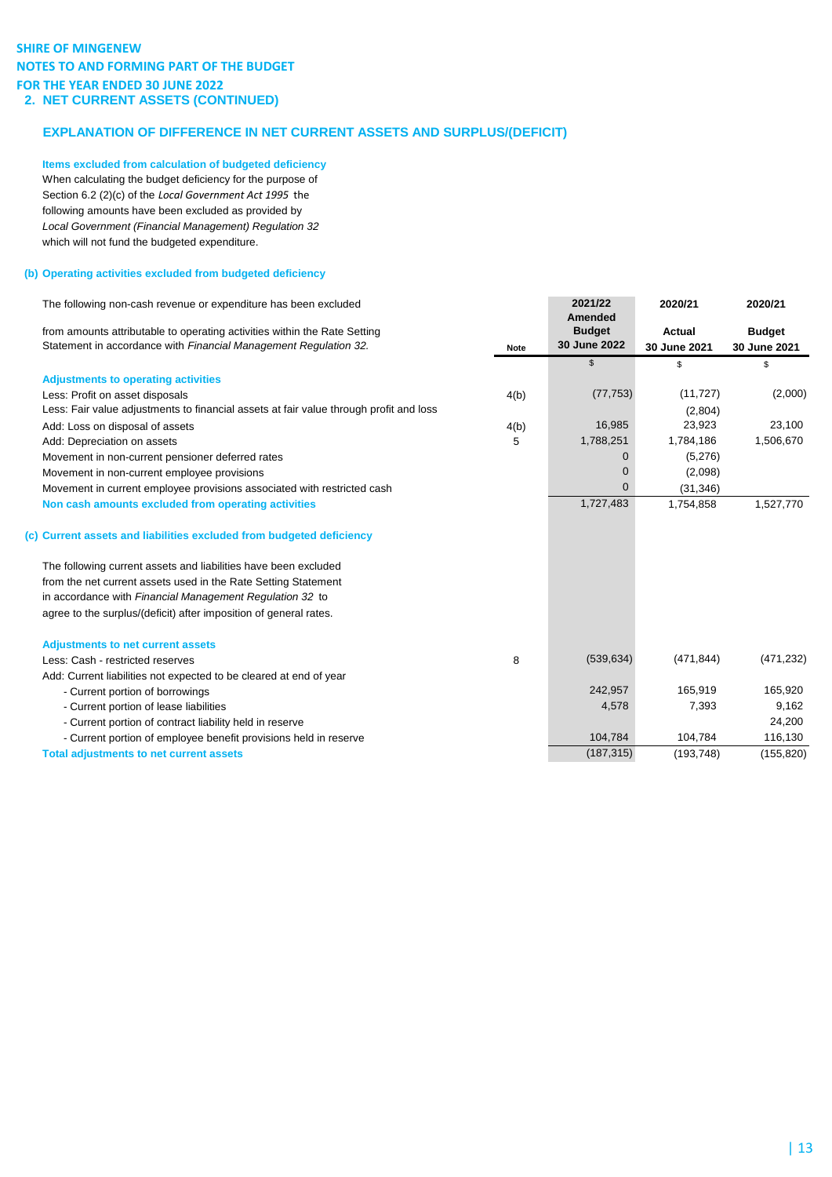**SHIRE OF MINGENEW**
**NOTES TO AND FORMING PART OF THE BUDGET**
**FOR THE YEAR ENDED 30 JUNE 2022**

## 2. NET CURRENT ASSETS (CONTINUED)

### EXPLANATION OF DIFFERENCE IN NET CURRENT ASSETS AND SURPLUS/(DEFICIT)

**Items excluded from calculation of budgeted deficiency**

When calculating the budget deficiency for the purpose of Section 6.2 (2)(c) of the *Local Government Act 1995* the following amounts have been excluded as provided by *Local Government (Financial Management) Regulation 32* which will not fund the budgeted expenditure.

**(b) Operating activities excluded from budgeted deficiency**

The following non-cash revenue or expenditure has been excluded from amounts attributable to operating activities within the Rate Setting Statement in accordance with *Financial Management Regulation 32.*

| | Note | 2021/22 Amended Budget 30 June 2022 | 2020/21 Actual 30 June 2021 | 2020/21 Budget 30 June 2021 |
|---|---|---|---|---|
| | | $ | $ | $ |
| **Adjustments to operating activities** | | | | |
| Less: Profit on asset disposals | 4(b) | (77,753) | (11,727) | (2,000) |
| Less: Fair value adjustments to financial assets at fair value through profit and loss | | | (2,804) | |
| Add: Loss on disposal of assets | 4(b) | 16,985 | 23,923 | 23,100 |
| Add: Depreciation on assets | 5 | 1,788,251 | 1,784,186 | 1,506,670 |
| Movement in non-current pensioner deferred rates | | 0 | (5,276) | |
| Movement in non-current employee provisions | | 0 | (2,098) | |
| Movement in current employee provisions associated with restricted cash | | 0 | (31,346) | |
| **Non cash amounts excluded from operating activities** | | 1,727,483 | 1,754,858 | 1,527,770 |

**(c) Current assets and liabilities excluded from budgeted deficiency**

The following current assets and liabilities have been excluded from the net current assets used in the Rate Setting Statement in accordance with *Financial Management Regulation 32* to agree to the surplus/(deficit) after imposition of general rates.

| | Note | 2021/22 Amended Budget 30 June 2022 | 2020/21 Actual 30 June 2021 | 2020/21 Budget 30 June 2021 |
|---|---|---|---|---|
| **Adjustments to net current assets** | | | | |
| Less: Cash - restricted reserves | 8 | (539,634) | (471,844) | (471,232) |
| Add: Current liabilities not expected to be cleared at end of year | | | | |
| - Current portion of borrowings | | 242,957 | 165,919 | 165,920 |
| - Current portion of lease liabilities | | 4,578 | 7,393 | 9,162 |
| - Current portion of contract liability held in reserve | | | | 24,200 |
| - Current portion of employee benefit provisions held in reserve | | 104,784 | 104,784 | 116,130 |
| **Total adjustments to net current assets** | | (187,315) | (193,748) | (155,820) |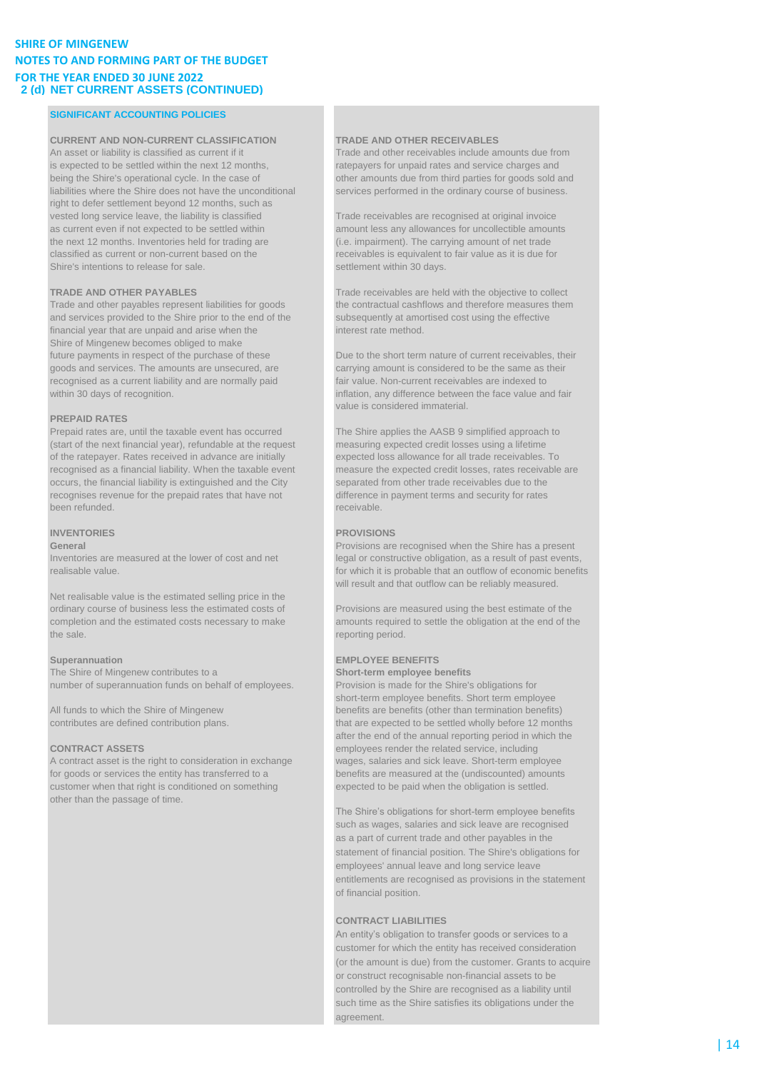# SHIRE OF MINGENEW
# NOTES TO AND FORMING PART OF THE BUDGET
# FOR THE YEAR ENDED 30 JUNE 2022

## 2 (d) NET CURRENT ASSETS (CONTINUED)

### SIGNIFICANT ACCOUNTING POLICIES

**CURRENT AND NON-CURRENT CLASSIFICATION**

An asset or liability is classified as current if it is expected to be settled within the next 12 months, being the Shire's operational cycle. In the case of liabilities where the Shire does not have the unconditional right to defer settlement beyond 12 months, such as vested long service leave, the liability is classified as current even if not expected to be settled within the next 12 months. Inventories held for trading are classified as current or non-current based on the Shire's intentions to release for sale.

**TRADE AND OTHER PAYABLES**

Trade and other payables represent liabilities for goods and services provided to the Shire prior to the end of the financial year that are unpaid and arise when the Shire of Mingenew becomes obliged to make future payments in respect of the purchase of these goods and services. The amounts are unsecured, are recognised as a current liability and are normally paid within 30 days of recognition.

**PREPAID RATES**

Prepaid rates are, until the taxable event has occurred (start of the next financial year), refundable at the request of the ratepayer. Rates received in advance are initially recognised as a financial liability. When the taxable event occurs, the financial liability is extinguished and the City recognises revenue for the prepaid rates that have not been refunded.

**INVENTORIES**

**General**

Inventories are measured at the lower of cost and net realisable value.

Net realisable value is the estimated selling price in the ordinary course of business less the estimated costs of completion and the estimated costs necessary to make the sale.

**Superannuation**

The Shire of Mingenew contributes to a number of superannuation funds on behalf of employees.

All funds to which the Shire of Mingenew contributes are defined contribution plans.

**CONTRACT ASSETS**

A contract asset is the right to consideration in exchange for goods or services the entity has transferred to a customer when that right is conditioned on something other than the passage of time.

**TRADE AND OTHER RECEIVABLES**

Trade and other receivables include amounts due from ratepayers for unpaid rates and service charges and other amounts due from third parties for goods sold and services performed in the ordinary course of business.

Trade receivables are recognised at original invoice amount less any allowances for uncollectible amounts (i.e. impairment). The carrying amount of net trade receivables is equivalent to fair value as it is due for settlement within 30 days.

Trade receivables are held with the objective to collect the contractual cashflows and therefore measures them subsequently at amortised cost using the effective interest rate method.

Due to the short term nature of current receivables, their carrying amount is considered to be the same as their fair value. Non-current receivables are indexed to inflation, any difference between the face value and fair value is considered immaterial.

The Shire applies the AASB 9 simplified approach to measuring expected credit losses using a lifetime expected loss allowance for all trade receivables. To measure the expected credit losses, rates receivable are separated from other trade receivables due to the difference in payment terms and security for rates receivable.

**PROVISIONS**

Provisions are recognised when the Shire has a present legal or constructive obligation, as a result of past events, for which it is probable that an outflow of economic benefits will result and that outflow can be reliably measured.

Provisions are measured using the best estimate of the amounts required to settle the obligation at the end of the reporting period.

**EMPLOYEE BENEFITS**

**Short-term employee benefits**

Provision is made for the Shire's obligations for short-term employee benefits. Short term employee benefits are benefits (other than termination benefits) that are expected to be settled wholly before 12 months after the end of the annual reporting period in which the employees render the related service, including wages, salaries and sick leave. Short-term employee benefits are measured at the (undiscounted) amounts expected to be paid when the obligation is settled.

The Shire's obligations for short-term employee benefits such as wages, salaries and sick leave are recognised as a part of current trade and other payables in the statement of financial position. The Shire's obligations for employees' annual leave and long service leave entitlements are recognised as provisions in the statement of financial position.

**CONTRACT LIABILITIES**

An entity's obligation to transfer goods or services to a customer for which the entity has received consideration (or the amount is due) from the customer. Grants to acquire or construct recognisable non-financial assets to be controlled by the Shire are recognised as a liability until such time as the Shire satisfies its obligations under the agreement.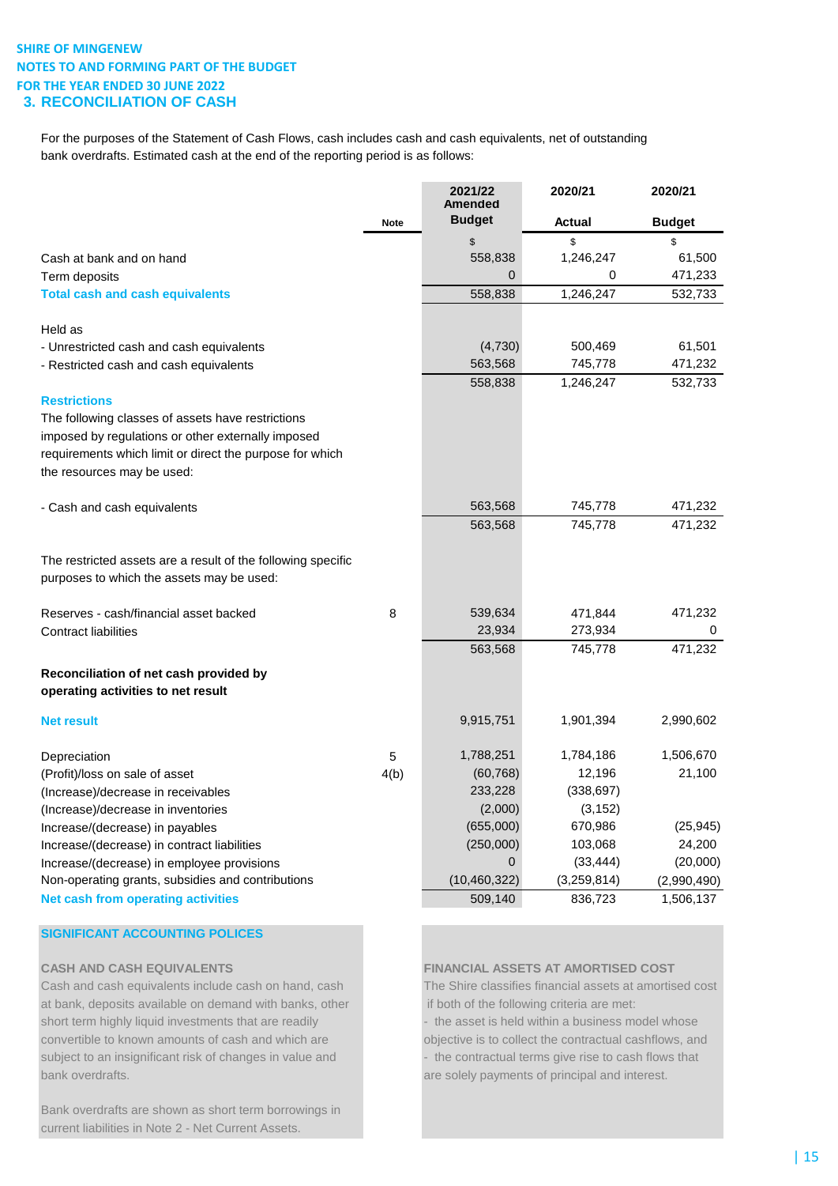SHIRE OF MINGENEW
NOTES TO AND FORMING PART OF THE BUDGET
FOR THE YEAR ENDED 30 JUNE 2022

## 3. RECONCILIATION OF CASH

For the purposes of the Statement of Cash Flows, cash includes cash and cash equivalents, net of outstanding bank overdrafts. Estimated cash at the end of the reporting period is as follows:

| | Note | 2021/22 Amended Budget | 2020/21 Actual | 2020/21 Budget |
|---|---|---|---|---|
| | | $ | $ | $ |
| Cash at bank and on hand | | 558,838 | 1,246,247 | 61,500 |
| Term deposits | | 0 | 0 | 471,233 |
| **Total cash and cash equivalents** | | 558,838 | 1,246,247 | 532,733 |
| | | | | |
| Held as | | | | |
| - Unrestricted cash and cash equivalents | | (4,730) | 500,469 | 61,501 |
| - Restricted cash and cash equivalents | | 563,568 | 745,778 | 471,232 |
| | | 558,838 | 1,246,247 | 532,733 |
| **Restrictions** | | | | |
| The following classes of assets have restrictions imposed by regulations or other externally imposed requirements which limit or direct the purpose for which the resources may be used: | | | | |
| | | | | |
| - Cash and cash equivalents | | 563,568 | 745,778 | 471,232 |
| | | 563,568 | 745,778 | 471,232 |
| | | | | |
| The restricted assets are a result of the following specific purposes to which the assets may be used: | | | | |
| | | | | |
| Reserves - cash/financial asset backed | 8 | 539,634 | 471,844 | 471,232 |
| Contract liabilities | | 23,934 | 273,934 | 0 |
| | | 563,568 | 745,778 | 471,232 |
| **Reconciliation of net cash provided by operating activities to net result** | | | | |
| | | | | |
| **Net result** | | 9,915,751 | 1,901,394 | 2,990,602 |
| | | | | |
| Depreciation | 5 | 1,788,251 | 1,784,186 | 1,506,670 |
| (Profit)/loss on sale of asset | 4(b) | (60,768) | 12,196 | 21,100 |
| (Increase)/decrease in receivables | | 233,228 | (338,697) | |
| (Increase)/decrease in inventories | | (2,000) | (3,152) | |
| Increase/(decrease) in payables | | (655,000) | 670,986 | (25,945) |
| Increase/(decrease) in contract liabilities | | (250,000) | 103,068 | 24,200 |
| Increase/(decrease) in employee provisions | | 0 | (33,444) | (20,000) |
| Non-operating grants, subsidies and contributions | | (10,460,322) | (3,259,814) | (2,990,490) |
| **Net cash from operating activities** | | 509,140 | 836,723 | 1,506,137 |

### SIGNIFICANT ACCOUNTING POLICES

**CASH AND CASH EQUIVALENTS**

Cash and cash equivalents include cash on hand, cash at bank, deposits available on demand with banks, other short term highly liquid investments that are readily convertible to known amounts of cash and which are subject to an insignificant risk of changes in value and bank overdrafts.

Bank overdrafts are shown as short term borrowings in current liabilities in Note 2 - Net Current Assets.

**FINANCIAL ASSETS AT AMORTISED COST**

The Shire classifies financial assets at amortised cost if both of the following criteria are met:

- the asset is held within a business model whose objective is to collect the contractual cashflows, and
- the contractual terms give rise to cash flows that are solely payments of principal and interest.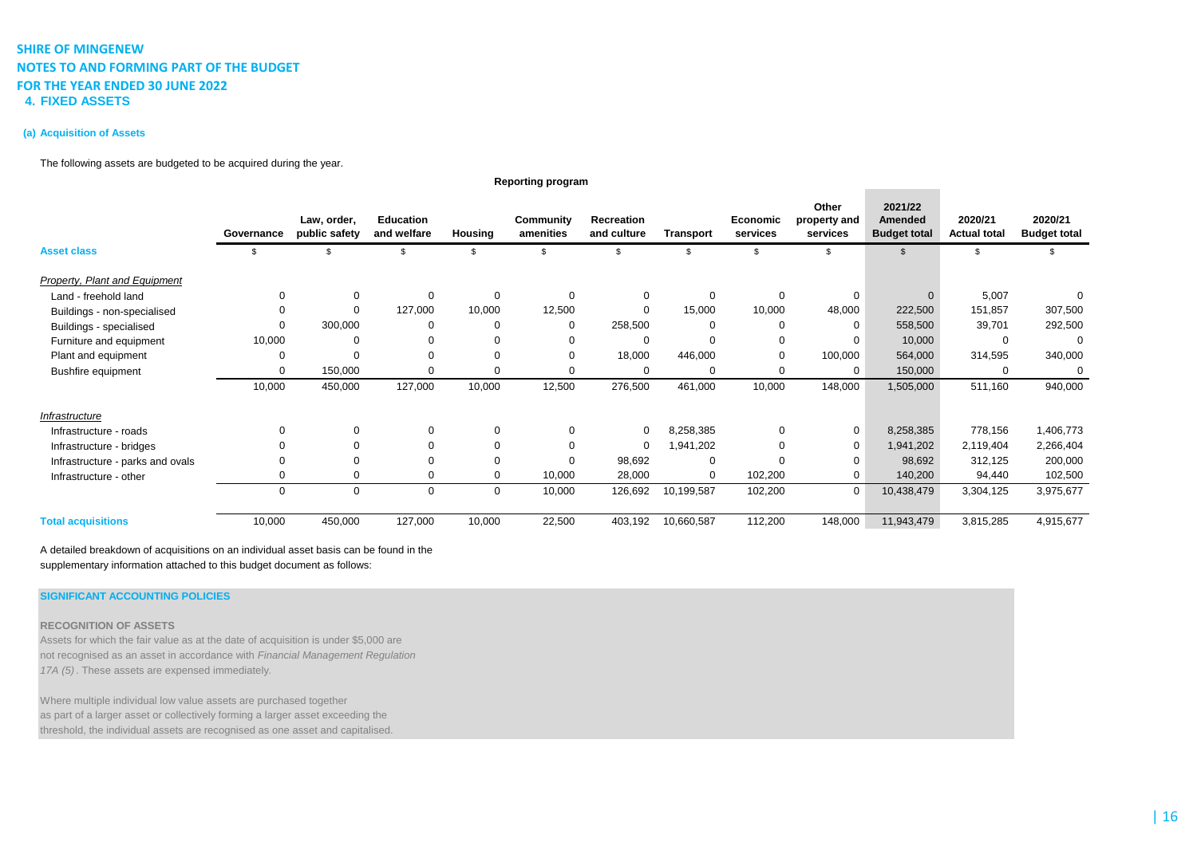# SHIRE OF MINGENEW

## NOTES TO AND FORMING PART OF THE BUDGET

## FOR THE YEAR ENDED 30 JUNE 2022

### 4. FIXED ASSETS

#### (a) Acquisition of Assets

The following assets are budgeted to be acquired during the year.

| | Reporting program | | | | | | | | | | | |
|---|---|---|---|---|---|---|---|---|---|---|---|---|
| Asset class | Governance | Law, order, public safety | Education and welfare | Housing | Community amenities | Recreation and culture | Transport | Economic services | Other property and services | 2021/22 Amended Budget total | 2020/21 Actual total | 2020/21 Budget total |
| | $ | $ | $ | $ | $ | $ | $ | $ | $ | $ | $ | $ |
| *Property, Plant and Equipment* | | | | | | | | | | | | |
| Land - freehold land | 0 | 0 | 0 | 0 | 0 | 0 | 0 | 0 | 0 | 0 | 5,007 | 0 |
| Buildings - non-specialised | 0 | 0 | 127,000 | 10,000 | 12,500 | 0 | 15,000 | 10,000 | 48,000 | 222,500 | 151,857 | 307,500 |
| Buildings - specialised | 0 | 300,000 | 0 | 0 | 0 | 258,500 | 0 | 0 | 0 | 558,500 | 39,701 | 292,500 |
| Furniture and equipment | 10,000 | 0 | 0 | 0 | 0 | 0 | 0 | 0 | 0 | 10,000 | 0 | 0 |
| Plant and equipment | 0 | 0 | 0 | 0 | 0 | 18,000 | 446,000 | 0 | 100,000 | 564,000 | 314,595 | 340,000 |
| Bushfire equipment | 0 | 150,000 | 0 | 0 | 0 | 0 | 0 | 0 | 0 | 150,000 | 0 | 0 |
| | 10,000 | 450,000 | 127,000 | 10,000 | 12,500 | 276,500 | 461,000 | 10,000 | 148,000 | 1,505,000 | 511,160 | 940,000 |
| *Infrastructure* | | | | | | | | | | | | |
| Infrastructure - roads | 0 | 0 | 0 | 0 | 0 | 0 | 8,258,385 | 0 | 0 | 8,258,385 | 778,156 | 1,406,773 |
| Infrastructure - bridges | 0 | 0 | 0 | 0 | 0 | 0 | 1,941,202 | 0 | 0 | 1,941,202 | 2,119,404 | 2,266,404 |
| Infrastructure - parks and ovals | 0 | 0 | 0 | 0 | 0 | 98,692 | 0 | 0 | 0 | 98,692 | 312,125 | 200,000 |
| Infrastructure - other | 0 | 0 | 0 | 0 | 10,000 | 28,000 | 0 | 102,200 | 0 | 140,200 | 94,440 | 102,500 |
| | 0 | 0 | 0 | 0 | 10,000 | 126,692 | 10,199,587 | 102,200 | 0 | 10,438,479 | 3,304,125 | 3,975,677 |
| **Total acquisitions** | 10,000 | 450,000 | 127,000 | 10,000 | 22,500 | 403,192 | 10,660,587 | 112,200 | 148,000 | 11,943,479 | 3,815,285 | 4,915,677 |

A detailed breakdown of acquisitions on an individual asset basis can be found in the supplementary information attached to this budget document as follows:

**SIGNIFICANT ACCOUNTING POLICIES**

**RECOGNITION OF ASSETS**

Assets for which the fair value as at the date of acquisition is under $5,000 are not recognised as an asset in accordance with *Financial Management Regulation 17A (5)*. These assets are expensed immediately.

Where multiple individual low value assets are purchased together as part of a larger asset or collectively forming a larger asset exceeding the threshold, the individual assets are recognised as one asset and capitalised.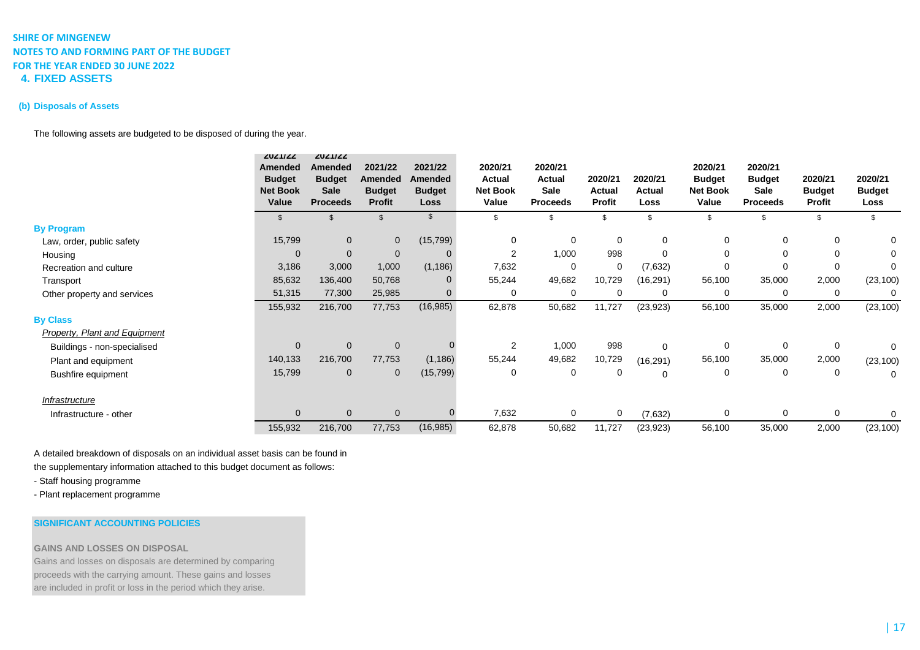**SHIRE OF MINGENEW**
**NOTES TO AND FORMING PART OF THE BUDGET**
**FOR THE YEAR ENDED 30 JUNE 2022**

## 4. FIXED ASSETS

### (b) Disposals of Assets

The following assets are budgeted to be disposed of during the year.

| | 2021/22 Amended Budget Net Book Value | 2021/22 Amended Budget Sale Proceeds | 2021/22 Amended Budget Profit | 2021/22 Amended Budget Loss | 2020/21 Actual Net Book Value | 2020/21 Actual Sale Proceeds | 2020/21 Actual Profit | 2020/21 Actual Loss | 2020/21 Budget Net Book Value | 2020/21 Budget Sale Proceeds | 2020/21 Budget Profit | 2020/21 Budget Loss |
|---|---|---|---|---|---|---|---|---|---|---|---|---|
| | $ | $ | $ | $ | $ | $ | $ | $ | $ | $ | $ | $ |
| **By Program** | | | | | | | | | | | | |
| Law, order, public safety | 15,799 | 0 | 0 | (15,799) | 0 | 0 | 0 | 0 | 0 | 0 | 0 | 0 |
| Housing | 0 | 0 | 0 | 0 | 2 | 1,000 | 998 | 0 | 0 | 0 | 0 | 0 |
| Recreation and culture | 3,186 | 3,000 | 1,000 | (1,186) | 7,632 | 0 | 0 | (7,632) | 0 | 0 | 0 | 0 |
| Transport | 85,632 | 136,400 | 50,768 | 0 | 55,244 | 49,682 | 10,729 | (16,291) | 56,100 | 35,000 | 2,000 | (23,100) |
| Other property and services | 51,315 | 77,300 | 25,985 | 0 | 0 | 0 | 0 | 0 | 0 | 0 | 0 | 0 |
| | 155,932 | 216,700 | 77,753 | (16,985) | 62,878 | 50,682 | 11,727 | (23,923) | 56,100 | 35,000 | 2,000 | (23,100) |
| **By Class** | | | | | | | | | | | | |
| *Property, Plant and Equipment* | | | | | | | | | | | | |
| Buildings - non-specialised | 0 | 0 | 0 | 0 | 2 | 1,000 | 998 | 0 | 0 | 0 | 0 | 0 |
| Plant and equipment | 140,133 | 216,700 | 77,753 | (1,186) | 55,244 | 49,682 | 10,729 | (16,291) | 56,100 | 35,000 | 2,000 | (23,100) |
| Bushfire equipment | 15,799 | 0 | 0 | (15,799) | 0 | 0 | 0 | 0 | 0 | 0 | 0 | 0 |
| *Infrastructure* | | | | | | | | | | | | |
| Infrastructure - other | 0 | 0 | 0 | 0 | 7,632 | 0 | 0 | (7,632) | 0 | 0 | 0 | 0 |
| | 155,932 | 216,700 | 77,753 | (16,985) | 62,878 | 50,682 | 11,727 | (23,923) | 56,100 | 35,000 | 2,000 | (23,100) |

A detailed breakdown of disposals on an individual asset basis can be found in the supplementary information attached to this budget document as follows:

- Staff housing programme
- Plant replacement programme

**SIGNIFICANT ACCOUNTING POLICIES**

**GAINS AND LOSSES ON DISPOSAL**

Gains and losses on disposals are determined by comparing proceeds with the carrying amount. These gains and losses are included in profit or loss in the period which they arise.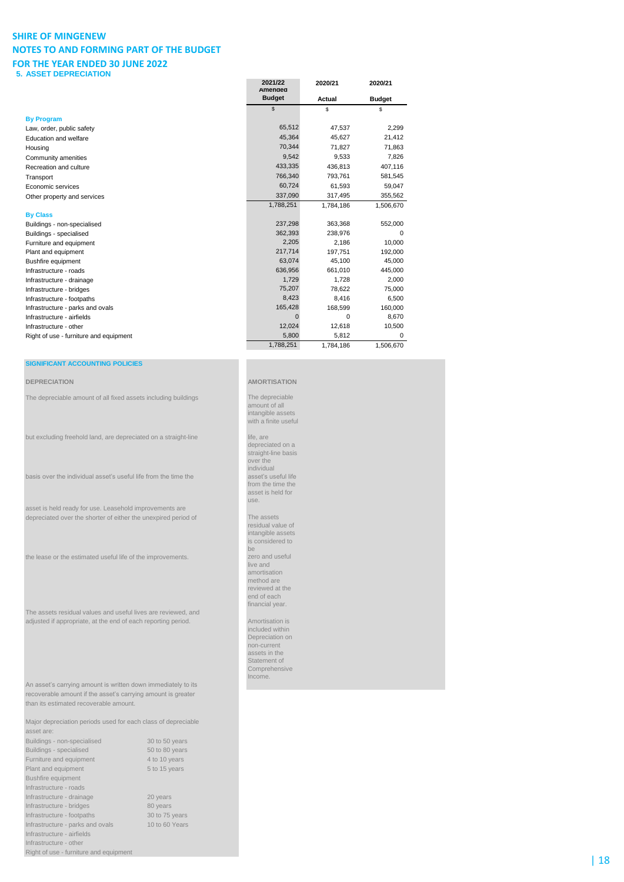# SHIRE OF MINGENEW
## NOTES TO AND FORMING PART OF THE BUDGET
## FOR THE YEAR ENDED 30 JUNE 2022

### 5. ASSET DEPRECIATION

| | 2021/22 Amended Budget | 2020/21 Actual | 2020/21 Budget |
|---|---|---|---|
| | $ | $ | $ |
| **By Program** | | | |
| Law, order, public safety | 65,512 | 47,537 | 2,299 |
| Education and welfare | 45,364 | 45,627 | 21,412 |
| Housing | 70,344 | 71,827 | 71,863 |
| Community amenities | 9,542 | 9,533 | 7,826 |
| Recreation and culture | 433,335 | 436,813 | 407,116 |
| Transport | 766,340 | 793,761 | 581,545 |
| Economic services | 60,724 | 61,593 | 59,047 |
| Other property and services | 337,090 | 317,495 | 355,562 |
| | 1,788,251 | 1,784,186 | 1,506,670 |
| **By Class** | | | |
| Buildings - non-specialised | 237,298 | 363,368 | 552,000 |
| Buildings - specialised | 362,393 | 238,976 | 0 |
| Furniture and equipment | 2,205 | 2,186 | 10,000 |
| Plant and equipment | 217,714 | 197,751 | 192,000 |
| Bushfire equipment | 63,074 | 45,100 | 45,000 |
| Infrastructure - roads | 636,956 | 661,010 | 445,000 |
| Infrastructure - drainage | 1,729 | 1,728 | 2,000 |
| Infrastructure - bridges | 75,207 | 78,622 | 75,000 |
| Infrastructure - footpaths | 8,423 | 8,416 | 6,500 |
| Infrastructure - parks and ovals | 165,428 | 168,599 | 160,000 |
| Infrastructure - airfields | 0 | 0 | 8,670 |
| Infrastructure - other | 12,024 | 12,618 | 10,500 |
| Right of use - furniture and equipment | 5,800 | 5,812 | 0 |
| | 1,788,251 | 1,784,186 | 1,506,670 |

**SIGNIFICANT ACCOUNTING POLICIES**

**DEPRECIATION**

The depreciable amount of all fixed assets including buildings but excluding freehold land, are depreciated on a straight-line basis over the individual asset's useful life from the time the the asset is held ready for use. Leasehold improvements are depreciated over the shorter of either the unexpired period of the lease or the estimated useful life of the improvements.

The assets residual values and useful lives are reviewed, and adjusted if appropriate, at the end of each reporting period.

An asset's carrying amount is written down immediately to its recoverable amount if the asset's carrying amount is greater than its estimated recoverable amount.

Major depreciation periods used for each class of depreciable asset are:

| | |
|---|---|
| Buildings - non-specialised | 30 to 50 years |
| Buildings - specialised | 50 to 80 years |
| Furniture and equipment | 4 to 10 years |
| Plant and equipment | 5 to 15 years |
| Bushfire equipment | |
| Infrastructure - roads | |
| Infrastructure - drainage | 20 years |
| Infrastructure - bridges | 80 years |
| Infrastructure - footpaths | 30 to 75 years |
| Infrastructure - parks and ovals | 10 to 60 Years |
| Infrastructure - airfields | |
| Infrastructure - other | |
| Right of use - furniture and equipment | |

**AMORTISATION**

The depreciable amount of all intangible assets with a finite useful life, are depreciated on a straight-line basis over the individual asset's useful life from the time the asset is held for use.

The assets residual value of intangible assets is considered to be zero and useful live and amortisation method are reviewed at the end of each financial year.

Amortisation is included within Depreciation on non-current assets in the Statement of Comprehensive Income.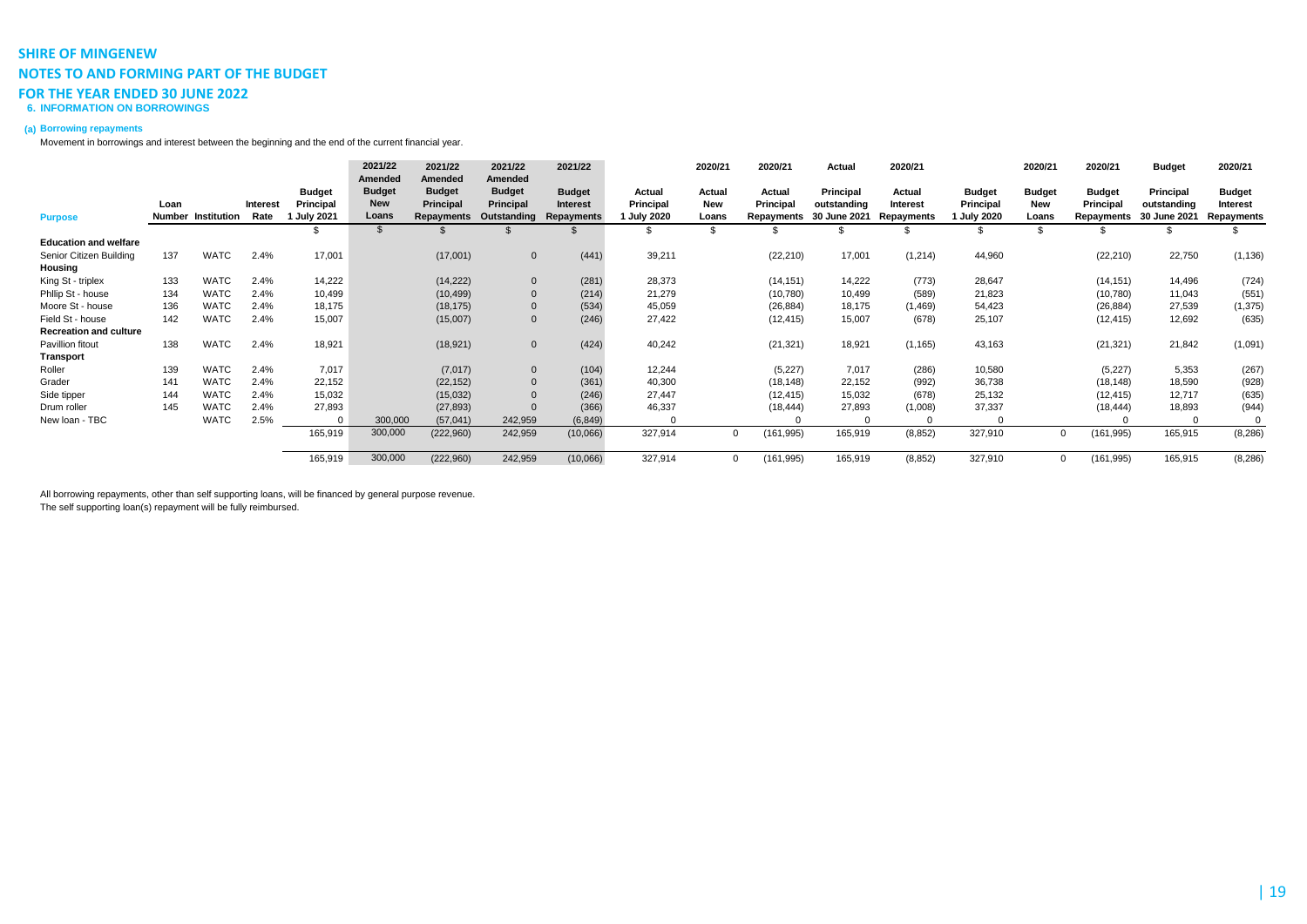**SHIRE OF MINGENEW**

**NOTES TO AND FORMING PART OF THE BUDGET**

**FOR THE YEAR ENDED 30 JUNE 2022**

**6. INFORMATION ON BORROWINGS**

**(a) Borrowing repayments**

Movement in borrowings and interest between the beginning and the end of the current financial year.

| Purpose | Loan Number | Institution | Interest Rate | Budget Principal 1 July 2021 | 2021/22 Amended Budget New Loans | 2021/22 Amended Budget Principal Repayments | 2021/22 Amended Budget Principal Outstanding | 2021/22 Budget Interest Repayments | Actual Principal 1 July 2020 | 2020/21 Actual New Loans | 2020/21 Actual Principal Repayments | Actual Principal outstanding 30 June 2021 | 2020/21 Actual Interest Repayments | Budget Principal 1 July 2020 | 2020/21 Budget New Loans | 2020/21 Budget Principal Repayments | Budget Principal outstanding 30 June 2021 | 2020/21 Budget Interest Repayments |
|---|---|---|---|---|---|---|---|---|---|---|---|---|---|---|---|---|---|---|
| | | | | $ | $ | $ | $ | $ | $ | $ | $ | $ | $ | $ | $ | $ | $ | $ |
| **Education and welfare** | | | | | | | | | | | | | | | | | | |
| Senior Citizen Building | 137 | WATC | 2.4% | 17,001 | | (17,001) | 0 | (441) | 39,211 | | (22,210) | 17,001 | (1,214) | 44,960 | | (22,210) | 22,750 | (1,136) |
| **Housing** | | | | | | | | | | | | | | | | | | |
| King St - triplex | 133 | WATC | 2.4% | 14,222 | | (14,222) | 0 | (281) | 28,373 | | (14,151) | 14,222 | (773) | 28,647 | | (14,151) | 14,496 | (724) |
| Phllip St - house | 134 | WATC | 2.4% | 10,499 | | (10,499) | 0 | (214) | 21,279 | | (10,780) | 10,499 | (589) | 21,823 | | (10,780) | 11,043 | (551) |
| Moore St - house | 136 | WATC | 2.4% | 18,175 | | (18,175) | 0 | (534) | 45,059 | | (26,884) | 18,175 | (1,469) | 54,423 | | (26,884) | 27,539 | (1,375) |
| Field St - house | 142 | WATC | 2.4% | 15,007 | | (15,007) | 0 | (246) | 27,422 | | (12,415) | 15,007 | (678) | 25,107 | | (12,415) | 12,692 | (635) |
| **Recreation and culture** | | | | | | | | | | | | | | | | | | |
| Pavillion fitout | 138 | WATC | 2.4% | 18,921 | | (18,921) | 0 | (424) | 40,242 | | (21,321) | 18,921 | (1,165) | 43,163 | | (21,321) | 21,842 | (1,091) |
| **Transport** | | | | | | | | | | | | | | | | | | |
| Roller | 139 | WATC | 2.4% | 7,017 | | (7,017) | 0 | (104) | 12,244 | | (5,227) | 7,017 | (286) | 10,580 | | (5,227) | 5,353 | (267) |
| Grader | 141 | WATC | 2.4% | 22,152 | | (22,152) | 0 | (361) | 40,300 | | (18,148) | 22,152 | (992) | 36,738 | | (18,148) | 18,590 | (928) |
| Side tipper | 144 | WATC | 2.4% | 15,032 | | (15,032) | 0 | (246) | 27,447 | | (12,415) | 15,032 | (678) | 25,132 | | (12,415) | 12,717 | (635) |
| Drum roller | 145 | WATC | 2.4% | 27,893 | | (27,893) | 0 | (366) | 46,337 | | (18,444) | 27,893 | (1,008) | 37,337 | | (18,444) | 18,893 | (944) |
| New loan - TBC | | WATC | 2.5% | 0 | 300,000 | (57,041) | 242,959 | (6,849) | 0 | | 0 | 0 | 0 | 0 | | 0 | 0 | 0 |
| | | | | 165,919 | 300,000 | (222,960) | 242,959 | (10,066) | 327,914 | 0 | (161,995) | 165,919 | (8,852) | 327,910 | 0 | (161,995) | 165,915 | (8,286) |
| | | | | 165,919 | 300,000 | (222,960) | 242,959 | (10,066) | 327,914 | 0 | (161,995) | 165,919 | (8,852) | 327,910 | 0 | (161,995) | 165,915 | (8,286) |

All borrowing repayments, other than self supporting loans, will be financed by general purpose revenue.
The self supporting loan(s) repayment will be fully reimbursed.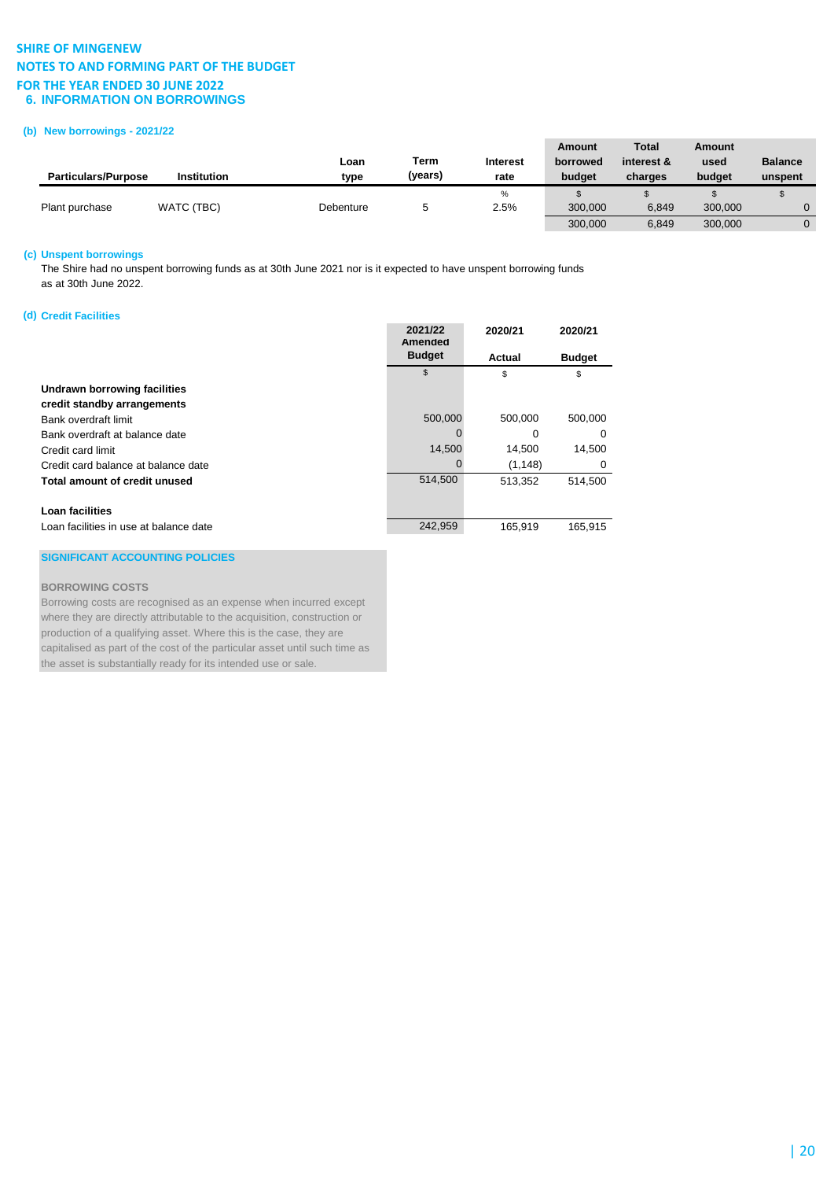**SHIRE OF MINGENEW**
**NOTES TO AND FORMING PART OF THE BUDGET**
**FOR THE YEAR ENDED 30 JUNE 2022**

## 6. INFORMATION ON BORROWINGS

### (b) New borrowings - 2021/22

| Particulars/Purpose | Institution | Loan type | Term (years) | Interest rate | Amount borrowed budget | Total interest & charges | Amount used budget | Balance unspent |
|---|---|---|---|---|---|---|---|---|
| | | | | % | $ | $ | $ | $ |
| Plant purchase | WATC (TBC) | Debenture | 5 | 2.5% | 300,000 | 6,849 | 300,000 | 0 |
| | | | | | 300,000 | 6,849 | 300,000 | 0 |

### (c) Unspent borrowings

The Shire had no unspent borrowing funds as at 30th June 2021 nor is it expected to have unspent borrowing funds as at 30th June 2022.

### (d) Credit Facilities

| | 2021/22 Amended Budget | 2020/21 Actual | 2020/21 Budget |
|---|---|---|---|
| | $ | $ | $ |
| **Undrawn borrowing facilities** | | | |
| **credit standby arrangements** | | | |
| Bank overdraft limit | 500,000 | 500,000 | 500,000 |
| Bank overdraft at balance date | 0 | 0 | 0 |
| Credit card limit | 14,500 | 14,500 | 14,500 |
| Credit card balance at balance date | 0 | (1,148) | 0 |
| **Total amount of credit unused** | 514,500 | 513,352 | 514,500 |
| | | | |
| **Loan facilities** | | | |
| Loan facilities in use at balance date | 242,959 | 165,919 | 165,915 |

**SIGNIFICANT ACCOUNTING POLICIES**

**BORROWING COSTS**

Borrowing costs are recognised as an expense when incurred except where they are directly attributable to the acquisition, construction or production of a qualifying asset. Where this is the case, they are capitalised as part of the cost of the particular asset until such time as the asset is substantially ready for its intended use or sale.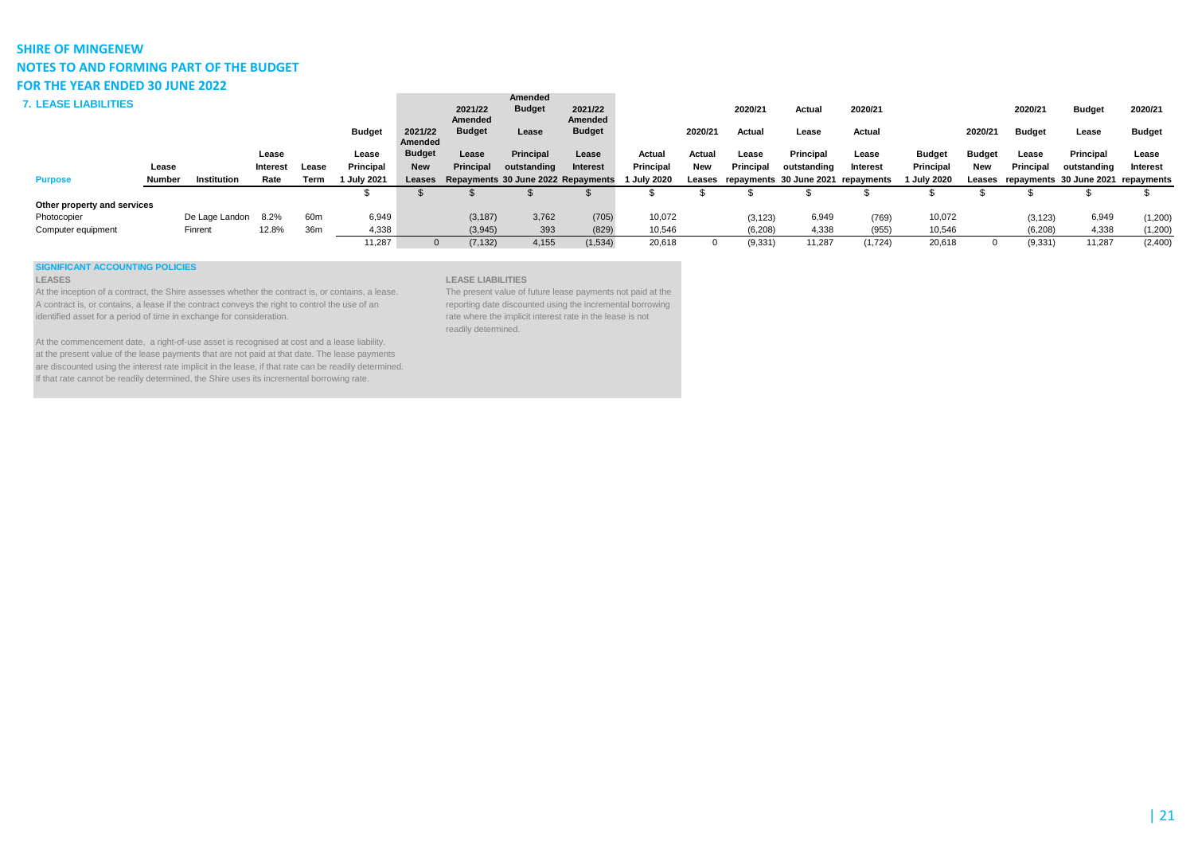# SHIRE OF MINGENEW

## NOTES TO AND FORMING PART OF THE BUDGET

## FOR THE YEAR ENDED 30 JUNE 2022

### 7. LEASE LIABILITIES

| Purpose | Lease Number | Institution | Lease Interest Rate | Lease Term | Budget Lease Principal 1 July 2021 | 2021/22 Amended Budget New Leases | 2021/22 Amended Budget Lease Principal Repayments | Amended Budget Lease Principal outstanding 30 June 2022 | 2021/22 Amended Budget Lease Interest Repayments | Actual Principal 1 July 2020 | 2020/21 Actual New Leases | 2020/21 Actual Lease Principal repayments | Actual Lease Principal outstanding 30 June 2021 | 2020/21 Actual Lease Interest repayments | Budget Principal 1 July 2020 | 2020/21 Budget New Leases | 2020/21 Budget Lease Principal repayments | Budget Lease Principal outstanding 30 June 2021 | 2020/21 Budget Lease Interest repayments |
|---|---|---|---|---|---|---|---|---|---|---|---|---|---|---|---|---|---|---|---|
| | | | | | $ | $ | $ | $ | $ | $ | $ | $ | $ | $ | $ | $ | $ | $ | $ |
| **Other property and services** | | | | | | | | | | | | | | | | | | | |
| Photocopier | | De Lage Landon | 8.2% | 60m | 6,949 | | (3,187) | 3,762 | (705) | 10,072 | | (3,123) | 6,949 | (769) | 10,072 | | (3,123) | 6,949 | (1,200) |
| Computer equipment | | Finrent | 12.8% | 36m | 4,338 | | (3,945) | 393 | (829) | 10,546 | | (6,208) | 4,338 | (955) | 10,546 | | (6,208) | 4,338 | (1,200) |
| | | | | | 11,287 | 0 | (7,132) | 4,155 | (1,534) | 20,618 | 0 | (9,331) | 11,287 | (1,724) | 20,618 | 0 | (9,331) | 11,287 | (2,400) |

**SIGNIFICANT ACCOUNTING POLICIES**

**LEASES**

At the inception of a contract, the Shire assesses whether the contract is, or contains, a lease. A contract is, or contains, a lease if the contract conveys the right to control the use of an identified asset for a period of time in exchange for consideration.

At the commencement date, a right-of-use asset is recognised at cost and a lease liability. at the present value of the lease payments that are not paid at that date. The lease payments are discounted using the interest rate implicit in the lease, if that rate can be readily determined. If that rate cannot be readily determined, the Shire uses its incremental borrowing rate.

**LEASE LIABILITIES**

The present value of future lease payments not paid at the reporting date discounted using the incremental borrowing rate where the implicit interest rate in the lease is not readily determined.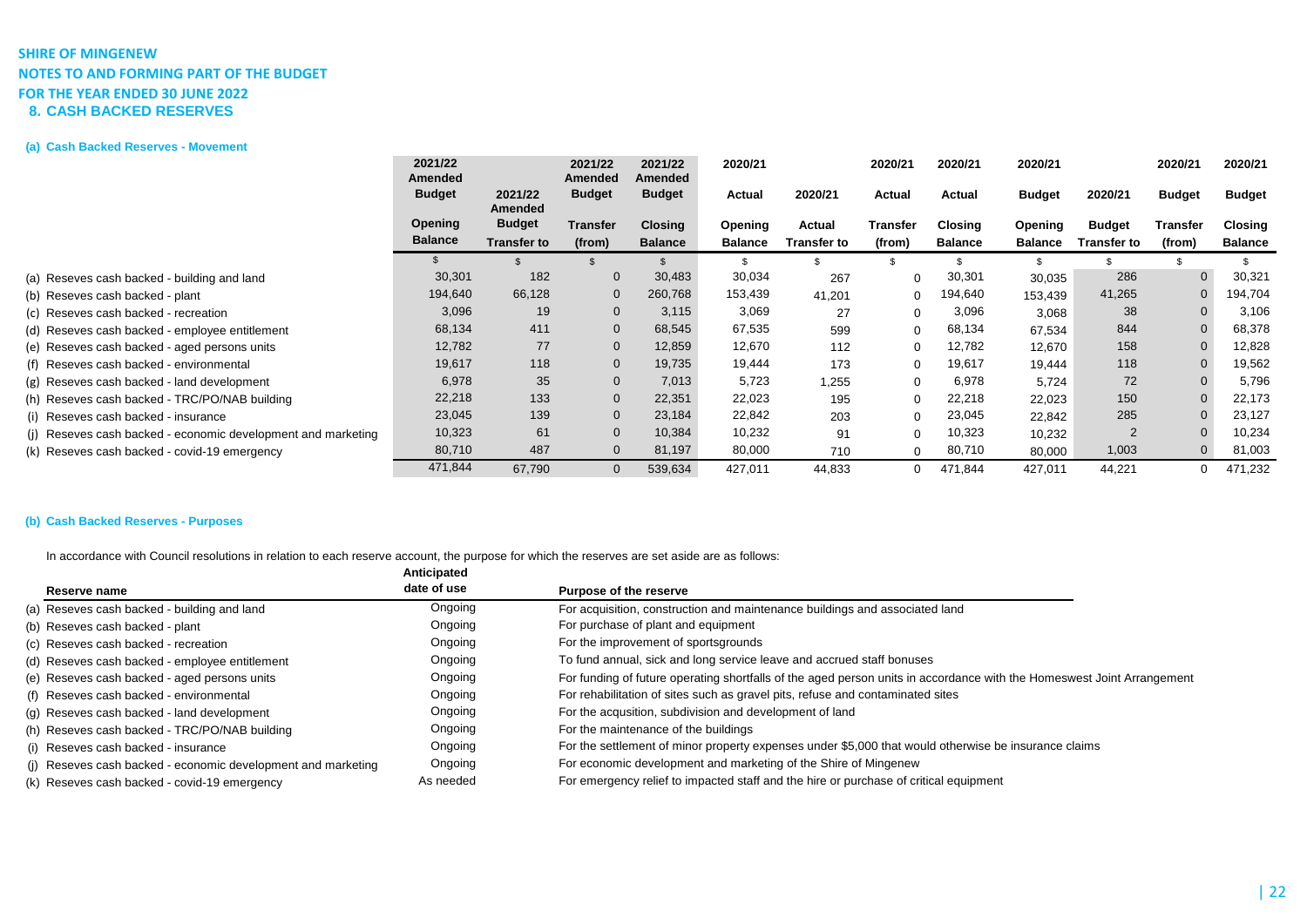**SHIRE OF MINGENEW**
**NOTES TO AND FORMING PART OF THE BUDGET**
**FOR THE YEAR ENDED 30 JUNE 2022**

## 8. CASH BACKED RESERVES

### (a) Cash Backed Reserves - Movement

| | 2021/22 Amended Budget Opening Balance | 2021/22 Amended Budget Transfer to | 2021/22 Amended Budget Transfer (from) | 2021/22 Amended Budget Closing Balance | 2020/21 Actual Opening Balance | 2020/21 Actual Transfer to | 2020/21 Actual Transfer (from) | 2020/21 Actual Closing Balance | 2020/21 Budget Opening Balance | 2020/21 Budget Transfer to | 2020/21 Budget Transfer (from) | 2020/21 Budget Closing Balance |
|---|---|---|---|---|---|---|---|---|---|---|---|---|
| | $ | $ | $ | $ | $ | $ | $ | $ | $ | $ | $ | $ |
| (a) Reseves cash backed - building and land | 30,301 | 182 | 0 | 30,483 | 30,034 | 267 | 0 | 30,301 | 30,035 | 286 | 0 | 30,321 |
| (b) Reseves cash backed - plant | 194,640 | 66,128 | 0 | 260,768 | 153,439 | 41,201 | 0 | 194,640 | 153,439 | 41,265 | 0 | 194,704 |
| (c) Reseves cash backed - recreation | 3,096 | 19 | 0 | 3,115 | 3,069 | 27 | 0 | 3,096 | 3,068 | 38 | 0 | 3,106 |
| (d) Reseves cash backed - employee entitlement | 68,134 | 411 | 0 | 68,545 | 67,535 | 599 | 0 | 68,134 | 67,534 | 844 | 0 | 68,378 |
| (e) Reseves cash backed - aged persons units | 12,782 | 77 | 0 | 12,859 | 12,670 | 112 | 0 | 12,782 | 12,670 | 158 | 0 | 12,828 |
| (f) Reseves cash backed - environmental | 19,617 | 118 | 0 | 19,735 | 19,444 | 173 | 0 | 19,617 | 19,444 | 118 | 0 | 19,562 |
| (g) Reseves cash backed - land development | 6,978 | 35 | 0 | 7,013 | 5,723 | 1,255 | 0 | 6,978 | 5,724 | 72 | 0 | 5,796 |
| (h) Reseves cash backed - TRC/PO/NAB building | 22,218 | 133 | 0 | 22,351 | 22,023 | 195 | 0 | 22,218 | 22,023 | 150 | 0 | 22,173 |
| (i) Reseves cash backed - insurance | 23,045 | 139 | 0 | 23,184 | 22,842 | 203 | 0 | 23,045 | 22,842 | 285 | 0 | 23,127 |
| (j) Reseves cash backed - economic development and marketing | 10,323 | 61 | 0 | 10,384 | 10,232 | 91 | 0 | 10,323 | 10,232 | 2 | 0 | 10,234 |
| (k) Reseves cash backed - covid-19 emergency | 80,710 | 487 | 0 | 81,197 | 80,000 | 710 | 0 | 80,710 | 80,000 | 1,003 | 0 | 81,003 |
| | 471,844 | 67,790 | 0 | 539,634 | 427,011 | 44,833 | 0 | 471,844 | 427,011 | 44,221 | 0 | 471,232 |

### (b) Cash Backed Reserves - Purposes

In accordance with Council resolutions in relation to each reserve account, the purpose for which the reserves are set aside are as follows:

| Reserve name | Anticipated date of use | Purpose of the reserve |
|---|---|---|
| (a) Reseves cash backed - building and land | Ongoing | For acquisition, construction and maintenance buildings and associated land |
| (b) Reseves cash backed - plant | Ongoing | For purchase of plant and equipment |
| (c) Reseves cash backed - recreation | Ongoing | For the improvement of sportsgrounds |
| (d) Reseves cash backed - employee entitlement | Ongoing | To fund annual, sick and long service leave and accrued staff bonuses |
| (e) Reseves cash backed - aged persons units | Ongoing | For funding of future operating shortfalls of the aged person units in accordance with the Homeswest Joint Arrangement |
| (f) Reseves cash backed - environmental | Ongoing | For rehabilitation of sites such as gravel pits, refuse and contaminated sites |
| (g) Reseves cash backed - land development | Ongoing | For the acqusition, subdivision and development of land |
| (h) Reseves cash backed - TRC/PO/NAB building | Ongoing | For the maintenance of the buildings |
| (i) Reseves cash backed - insurance | Ongoing | For the settlement of minor property expenses under $5,000 that would otherwise be insurance claims |
| (j) Reseves cash backed - economic development and marketing | Ongoing | For economic development and marketing of the Shire of Mingenew |
| (k) Reseves cash backed - covid-19 emergency | As needed | For emergency relief to impacted staff and the hire or purchase of critical equipment |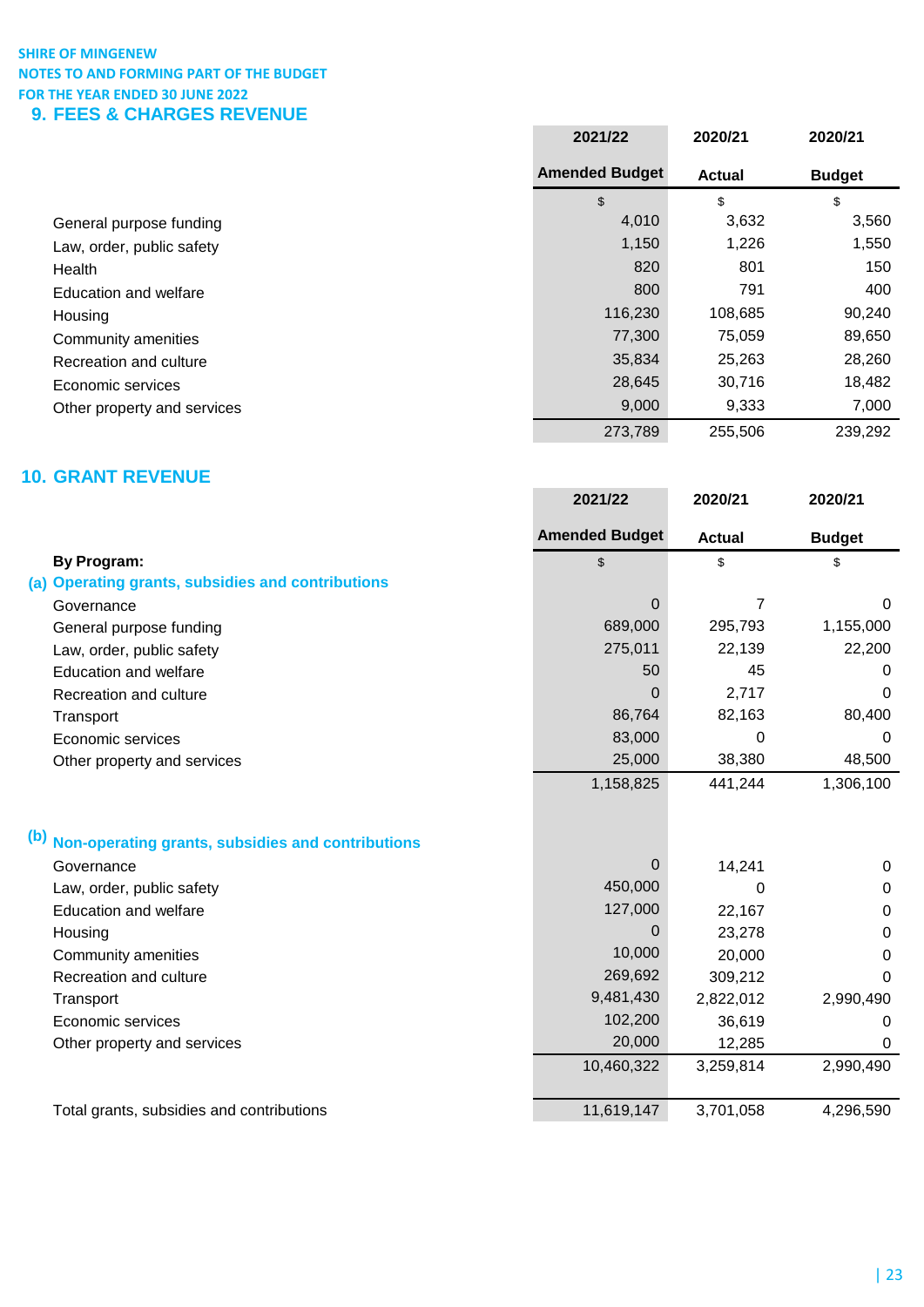**SHIRE OF MINGENEW**
**NOTES TO AND FORMING PART OF THE BUDGET**
**FOR THE YEAR ENDED 30 JUNE 2022**

## 9. FEES & CHARGES REVENUE

| | 2021/22 Amended Budget | 2020/21 Actual | 2020/21 Budget |
|---|---|---|---|
| | $ | $ | $ |
| General purpose funding | 4,010 | 3,632 | 3,560 |
| Law, order, public safety | 1,150 | 1,226 | 1,550 |
| Health | 820 | 801 | 150 |
| Education and welfare | 800 | 791 | 400 |
| Housing | 116,230 | 108,685 | 90,240 |
| Community amenities | 77,300 | 75,059 | 89,650 |
| Recreation and culture | 35,834 | 25,263 | 28,260 |
| Economic services | 28,645 | 30,716 | 18,482 |
| Other property and services | 9,000 | 9,333 | 7,000 |
| | 273,789 | 255,506 | 239,292 |

## 10. GRANT REVENUE

| | 2021/22 Amended Budget | 2020/21 Actual | 2020/21 Budget |
|---|---|---|---|
| **By Program:** | $ | $ | $ |
| **(a) Operating grants, subsidies and contributions** | | | |
| Governance | 0 | 7 | 0 |
| General purpose funding | 689,000 | 295,793 | 1,155,000 |
| Law, order, public safety | 275,011 | 22,139 | 22,200 |
| Education and welfare | 50 | 45 | 0 |
| Recreation and culture | 0 | 2,717 | 0 |
| Transport | 86,764 | 82,163 | 80,400 |
| Economic services | 83,000 | 0 | 0 |
| Other property and services | 25,000 | 38,380 | 48,500 |
| | 1,158,825 | 441,244 | 1,306,100 |
| **(b) Non-operating grants, subsidies and contributions** | | | |
| Governance | 0 | 14,241 | 0 |
| Law, order, public safety | 450,000 | 0 | 0 |
| Education and welfare | 127,000 | 22,167 | 0 |
| Housing | 0 | 23,278 | 0 |
| Community amenities | 10,000 | 20,000 | 0 |
| Recreation and culture | 269,692 | 309,212 | 0 |
| Transport | 9,481,430 | 2,822,012 | 2,990,490 |
| Economic services | 102,200 | 36,619 | 0 |
| Other property and services | 20,000 | 12,285 | 0 |
| | 10,460,322 | 3,259,814 | 2,990,490 |
| Total grants, subsidies and contributions | 11,619,147 | 3,701,058 | 4,296,590 |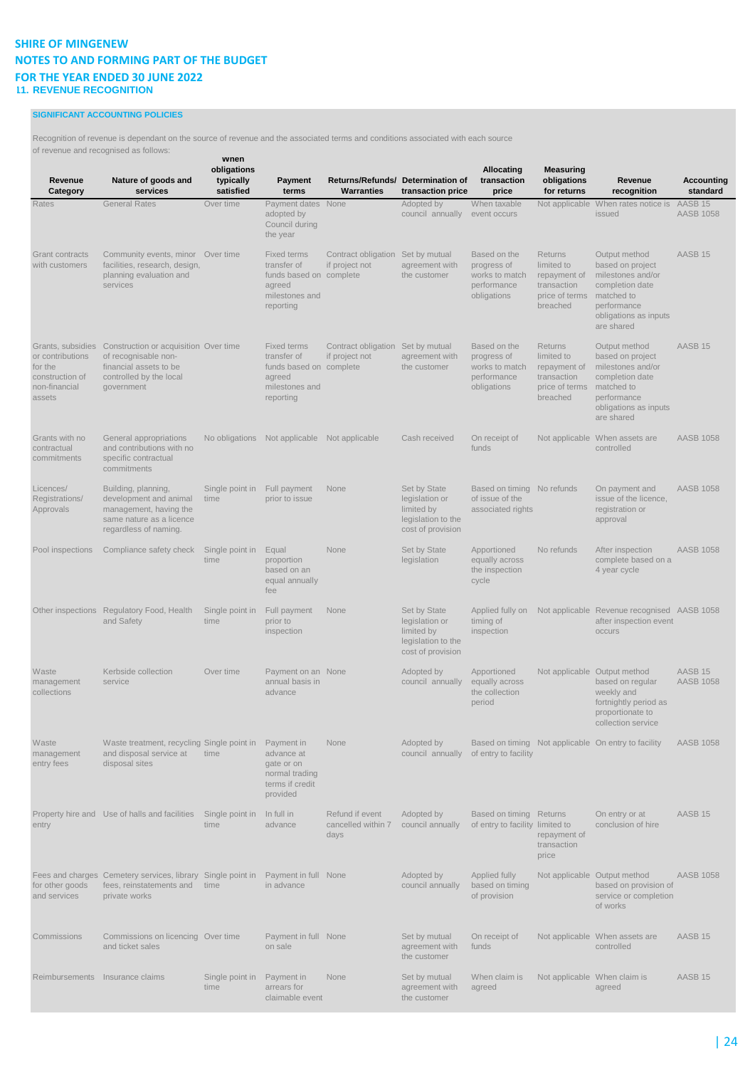**SHIRE OF MINGENEW**
**NOTES TO AND FORMING PART OF THE BUDGET**
**FOR THE YEAR ENDED 30 JUNE 2022**

## 11. REVENUE RECOGNITION

### SIGNIFICANT ACCOUNTING POLICIES

Recognition of revenue is dependant on the source of revenue and the associated terms and conditions associated with each source of revenue and recognised as follows:

| Revenue Category | Nature of goods and services | When obligations typically satisfied | Payment terms | Returns/Refunds/ Warranties | Determination of transaction price | Allocating transaction price | Measuring obligations for returns | Revenue recognition | Accounting standard |
|---|---|---|---|---|---|---|---|---|---|
| Rates | General Rates | Over time | Payment dates adopted by Council during the year | None | Adopted by council annually | When taxable event occurs | Not applicable | When rates notice is issued | AASB 15 AASB 1058 |
| Grant contracts with customers | Community events, minor facilities, research, design, planning evaluation and services | Over time | Fixed terms transfer of funds based on agreed milestones and reporting | Contract obligation if project not complete | Set by mutual agreement with the customer | Based on the progress of works to match performance obligations | Returns limited to repayment of transaction price of terms breached | Output method based on project milestones and/or completion date matched to performance obligations as inputs are shared | AASB 15 |
| Grants, subsidies or contributions for the construction of non-financial assets | Construction or acquisition of recognisable non-financial assets to be controlled by the local government | Over time | Fixed terms transfer of funds based on agreed milestones and reporting | Contract obligation if project not complete | Set by mutual agreement with the customer | Based on the progress of works to match performance obligations | Returns limited to repayment of transaction price of terms breached | Output method based on project milestones and/or completion date matched to performance obligations as inputs are shared | AASB 15 |
| Grants with no contractual commitments | General appropriations and contributions with no specific contractual commitments | No obligations | Not applicable | Not applicable | Cash received | On receipt of funds | Not applicable | When assets are controlled | AASB 1058 |
| Licences/ Registrations/ Approvals | Building, planning, development and animal management, having the same nature as a licence regardless of naming. | Single point in time | Full payment prior to issue | None | Set by State legislation or limited by legislation to the cost of provision | Based on timing of issue of the associated rights | No refunds | On payment and issue of the licence, registration or approval | AASB 1058 |
| Pool inspections | Compliance safety check | Single point in time | Equal proportion based on an equal annually fee | None | Set by State legislation | Apportioned equally across the inspection cycle | No refunds | After inspection complete based on a 4 year cycle | AASB 1058 |
| Other inspections | Regulatory Food, Health and Safety | Single point in time | Full payment prior to inspection | None | Set by State legislation or limited by legislation to the cost of provision | Applied fully on timing of inspection | Not applicable | Revenue recognised after inspection event occurs | AASB 1058 |
| Waste management collections | Kerbside collection service | Over time | Payment on an annual basis in advance | None | Adopted by council annually | Apportioned equally across the collection period | Not applicable | Output method based on regular weekly and fortnightly period as proportionate to collection service | AASB 15 AASB 1058 |
| Waste management entry fees | Waste treatment, recycling and disposal service at disposal sites | Single point in time | Payment in advance at gate or on normal trading terms if credit provided | None | Adopted by council annually | Based on timing of entry to facility | Not applicable | On entry to facility | AASB 1058 |
| Property hire and entry | Use of halls and facilities | Single point in time | In full in advance | Refund if event cancelled within 7 days | Adopted by council annually | Based on timing of entry to facility | Returns limited to repayment of transaction price | On entry or at conclusion of hire | AASB 15 |
| Fees and charges for other goods and services | Cemetery services, library fees, reinstatements and private works | Single point in time | Payment in full in advance | None | Adopted by council annually | Applied fully based on timing of provision | Not applicable | Output method based on provision of service or completion of works | AASB 1058 |
| Commissions | Commissions on licencing and ticket sales | Over time | Payment in full on sale | None | Set by mutual agreement with the customer | On receipt of funds | Not applicable | When assets are controlled | AASB 15 |
| Reimbursements | Insurance claims | Single point in time | Payment in arrears for claimable event | None | Set by mutual agreement with the customer | When claim is agreed | Not applicable | When claim is agreed | AASB 15 |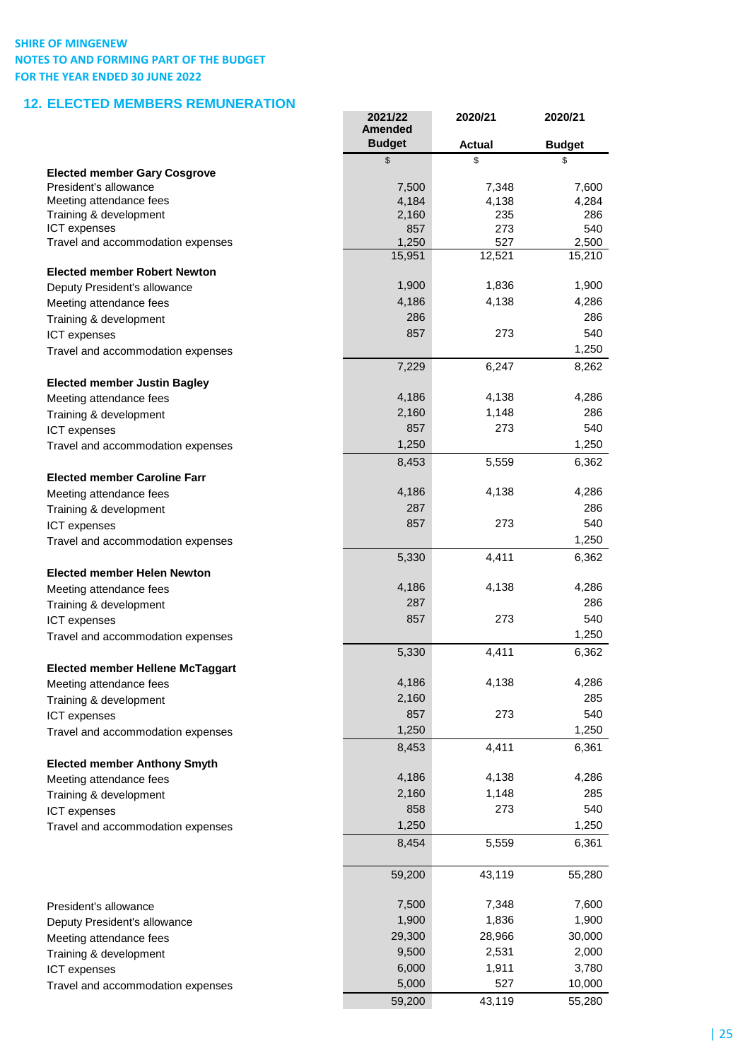SHIRE OF MINGENEW
NOTES TO AND FORMING PART OF THE BUDGET
FOR THE YEAR ENDED 30 JUNE 2022

## 12. ELECTED MEMBERS REMUNERATION

| | 2021/22 Amended Budget | 2020/21 Actual | 2020/21 Budget |
|---|---|---|---|
| | $ | $ | $ |
| **Elected member Gary Cosgrove** | | | |
| President's allowance | 7,500 | 7,348 | 7,600 |
| Meeting attendance fees | 4,184 | 4,138 | 4,284 |
| Training & development | 2,160 | 235 | 286 |
| ICT expenses | 857 | 273 | 540 |
| Travel and accommodation expenses | 1,250 | 527 | 2,500 |
| | 15,951 | 12,521 | 15,210 |
| **Elected member Robert Newton** | | | |
| Deputy President's allowance | 1,900 | 1,836 | 1,900 |
| Meeting attendance fees | 4,186 | 4,138 | 4,286 |
| Training & development | 286 | | 286 |
| ICT expenses | 857 | 273 | 540 |
| Travel and accommodation expenses | | | 1,250 |
| | 7,229 | 6,247 | 8,262 |
| **Elected member Justin Bagley** | | | |
| Meeting attendance fees | 4,186 | 4,138 | 4,286 |
| Training & development | 2,160 | 1,148 | 286 |
| ICT expenses | 857 | 273 | 540 |
| Travel and accommodation expenses | 1,250 | | 1,250 |
| | 8,453 | 5,559 | 6,362 |
| **Elected member Caroline Farr** | | | |
| Meeting attendance fees | 4,186 | 4,138 | 4,286 |
| Training & development | 287 | | 286 |
| ICT expenses | 857 | 273 | 540 |
| Travel and accommodation expenses | | | 1,250 |
| | 5,330 | 4,411 | 6,362 |
| **Elected member Helen Newton** | | | |
| Meeting attendance fees | 4,186 | 4,138 | 4,286 |
| Training & development | 287 | | 286 |
| ICT expenses | 857 | 273 | 540 |
| Travel and accommodation expenses | | | 1,250 |
| | 5,330 | 4,411 | 6,362 |
| **Elected member Hellene McTaggart** | | | |
| Meeting attendance fees | 4,186 | 4,138 | 4,286 |
| Training & development | 2,160 | | 285 |
| ICT expenses | 857 | 273 | 540 |
| Travel and accommodation expenses | 1,250 | | 1,250 |
| | 8,453 | 4,411 | 6,361 |
| **Elected member Anthony Smyth** | | | |
| Meeting attendance fees | 4,186 | 4,138 | 4,286 |
| Training & development | 2,160 | 1,148 | 285 |
| ICT expenses | 858 | 273 | 540 |
| Travel and accommodation expenses | 1,250 | | 1,250 |
| | 8,454 | 5,559 | 6,361 |
| | | | |
| | 59,200 | 43,119 | 55,280 |
| | | | |
| President's allowance | 7,500 | 7,348 | 7,600 |
| Deputy President's allowance | 1,900 | 1,836 | 1,900 |
| Meeting attendance fees | 29,300 | 28,966 | 30,000 |
| Training & development | 9,500 | 2,531 | 2,000 |
| ICT expenses | 6,000 | 1,911 | 3,780 |
| Travel and accommodation expenses | 5,000 | 527 | 10,000 |
| | 59,200 | 43,119 | 55,280 |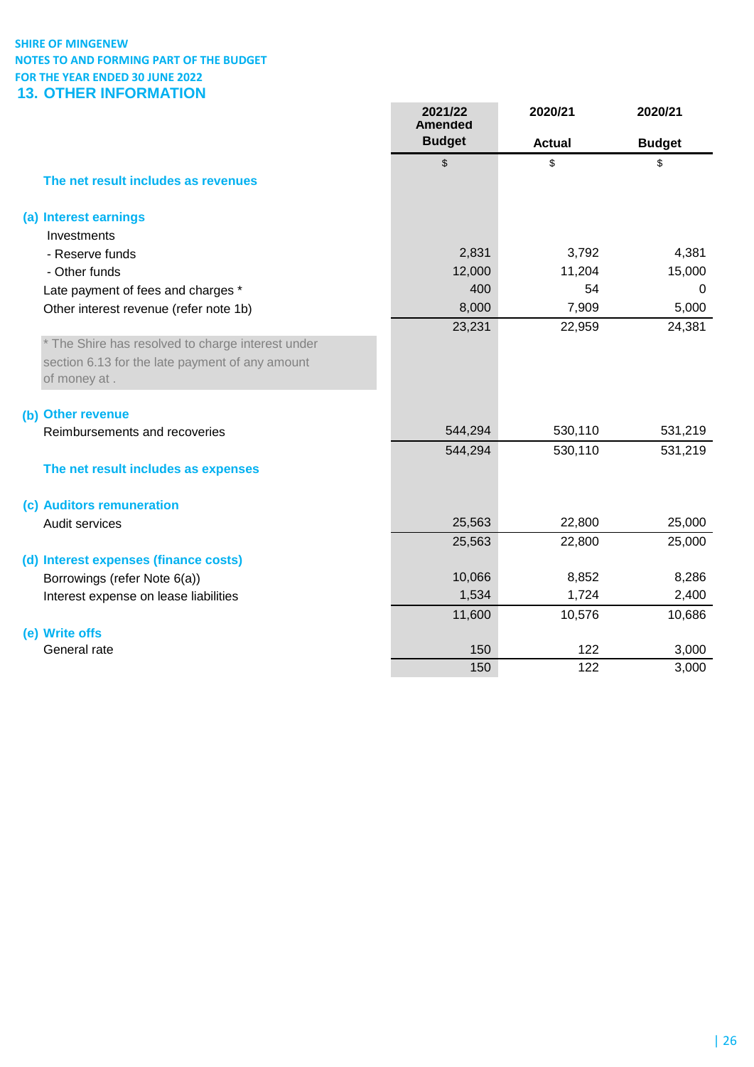SHIRE OF MINGENEW
NOTES TO AND FORMING PART OF THE BUDGET
FOR THE YEAR ENDED 30 JUNE 2022

# 13. OTHER INFORMATION

| | 2021/22 Amended Budget | 2020/21 Actual | 2020/21 Budget |
|---|---|---|---|
| | $ | $ | $ |
| **The net result includes as revenues** | | | |
| **(a) Interest earnings** | | | |
| Investments | | | |
| - Reserve funds | 2,831 | 3,792 | 4,381 |
| - Other funds | 12,000 | 11,204 | 15,000 |
| Late payment of fees and charges * | 400 | 54 | 0 |
| Other interest revenue (refer note 1b) | 8,000 | 7,909 | 5,000 |
| | 23,231 | 22,959 | 24,381 |
| * The Shire has resolved to charge interest under section 6.13 for the late payment of any amount of money at . | | | |
| **(b) Other revenue** | | | |
| Reimbursements and recoveries | 544,294 | 530,110 | 531,219 |
| | 544,294 | 530,110 | 531,219 |
| **The net result includes as expenses** | | | |
| **(c) Auditors remuneration** | | | |
| Audit services | 25,563 | 22,800 | 25,000 |
| | 25,563 | 22,800 | 25,000 |
| **(d) Interest expenses (finance costs)** | | | |
| Borrowings (refer Note 6(a)) | 10,066 | 8,852 | 8,286 |
| Interest expense on lease liabilities | 1,534 | 1,724 | 2,400 |
| | 11,600 | 10,576 | 10,686 |
| **(e) Write offs** | | | |
| General rate | 150 | 122 | 3,000 |
| | 150 | 122 | 3,000 |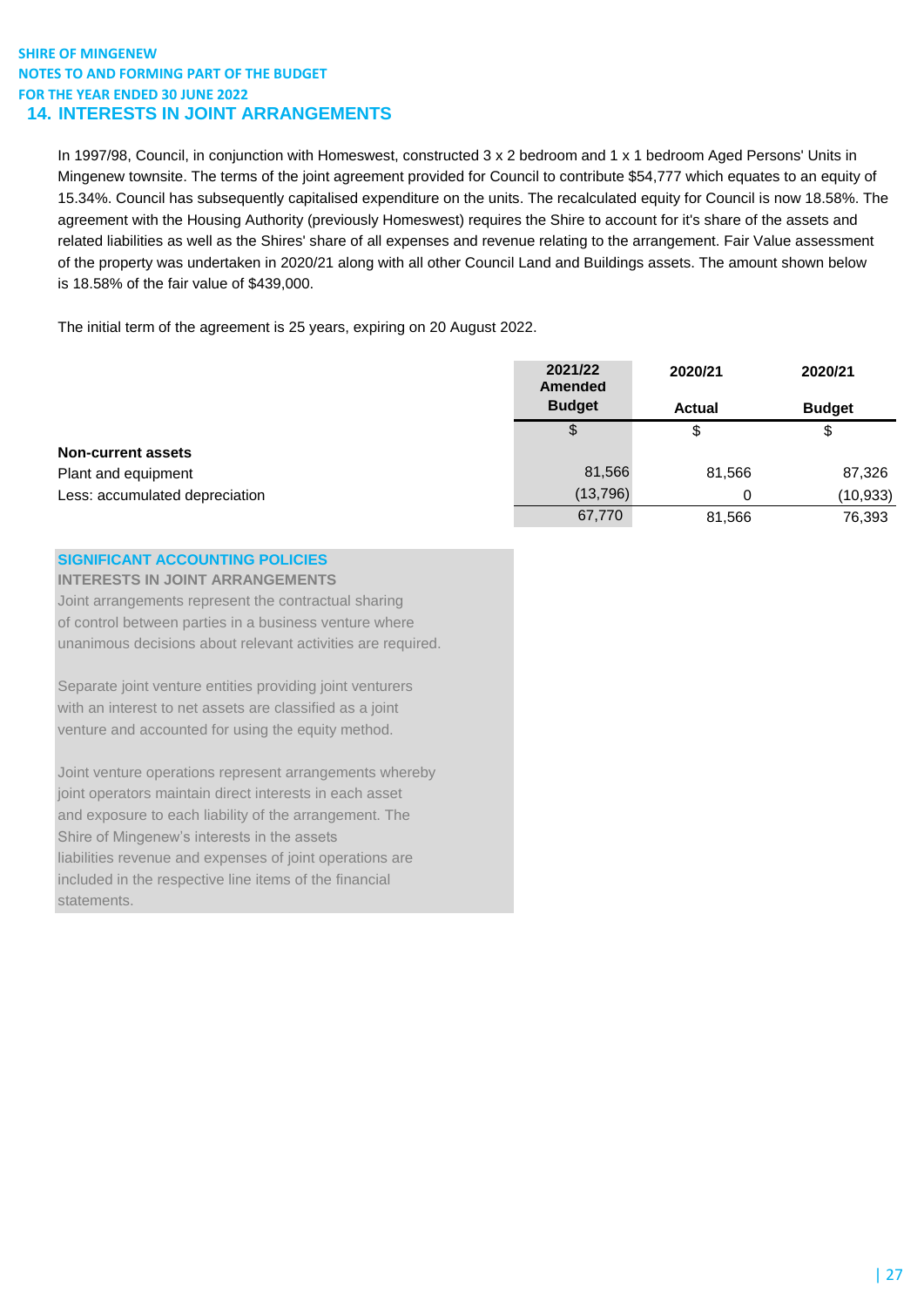SHIRE OF MINGENEW
NOTES TO AND FORMING PART OF THE BUDGET
FOR THE YEAR ENDED 30 JUNE 2022

## 14. INTERESTS IN JOINT ARRANGEMENTS

In 1997/98, Council, in conjunction with Homeswest, constructed 3 x 2 bedroom and 1 x 1 bedroom Aged Persons' Units in Mingenew townsite. The terms of the joint agreement provided for Council to contribute $54,777 which equates to an equity of 15.34%. Council has subsequently capitalised expenditure on the units. The recalculated equity for Council is now 18.58%. The agreement with the Housing Authority (previously Homeswest) requires the Shire to account for it's share of the assets and related liabilities as well as the Shires' share of all expenses and revenue relating to the arrangement. Fair Value assessment of the property was undertaken in 2020/21 along with all other Council Land and Buildings assets. The amount shown below is 18.58% of the fair value of $439,000.

The initial term of the agreement is 25 years, expiring on 20 August 2022.

| | 2021/22 Amended Budget | 2020/21 Actual | 2020/21 Budget |
|---|---|---|---|
| | $ | $ | $ |
| **Non-current assets** | | | |
| Plant and equipment | 81,566 | 81,566 | 87,326 |
| Less: accumulated depreciation | (13,796) | 0 | (10,933) |
| | 67,770 | 81,566 | 76,393 |

### SIGNIFICANT ACCOUNTING POLICIES

**INTERESTS IN JOINT ARRANGEMENTS**

Joint arrangements represent the contractual sharing of control between parties in a business venture where unanimous decisions about relevant activities are required.

Separate joint venture entities providing joint venturers with an interest to net assets are classified as a joint venture and accounted for using the equity method.

Joint venture operations represent arrangements whereby joint operators maintain direct interests in each asset and exposure to each liability of the arrangement. The Shire of Mingenew's interests in the assets liabilities revenue and expenses of joint operations are included in the respective line items of the financial statements.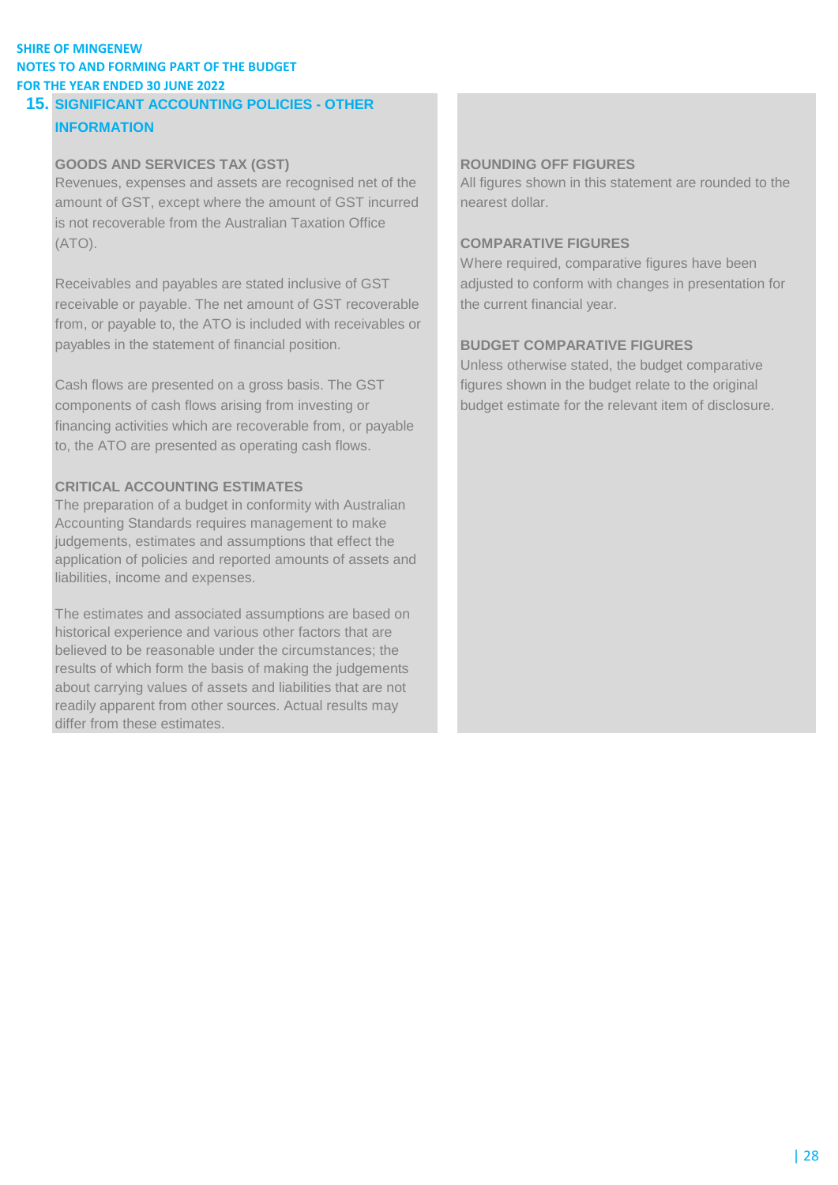# 15. SIGNIFICANT ACCOUNTING POLICIES - OTHER INFORMATION

### GOODS AND SERVICES TAX (GST)

Revenues, expenses and assets are recognised net of the amount of GST, except where the amount of GST incurred is not recoverable from the Australian Taxation Office (ATO).

Receivables and payables are stated inclusive of GST receivable or payable. The net amount of GST recoverable from, or payable to, the ATO is included with receivables or payables in the statement of financial position.

Cash flows are presented on a gross basis. The GST components of cash flows arising from investing or financing activities which are recoverable from, or payable to, the ATO are presented as operating cash flows.

### CRITICAL ACCOUNTING ESTIMATES

The preparation of a budget in conformity with Australian Accounting Standards requires management to make judgements, estimates and assumptions that effect the application of policies and reported amounts of assets and liabilities, income and expenses.

The estimates and associated assumptions are based on historical experience and various other factors that are believed to be reasonable under the circumstances; the results of which form the basis of making the judgements about carrying values of assets and liabilities that are not readily apparent from other sources. Actual results may differ from these estimates.

### ROUNDING OFF FIGURES

All figures shown in this statement are rounded to the nearest dollar.

### COMPARATIVE FIGURES

Where required, comparative figures have been adjusted to conform with changes in presentation for the current financial year.

### BUDGET COMPARATIVE FIGURES

Unless otherwise stated, the budget comparative figures shown in the budget relate to the original budget estimate for the relevant item of disclosure.